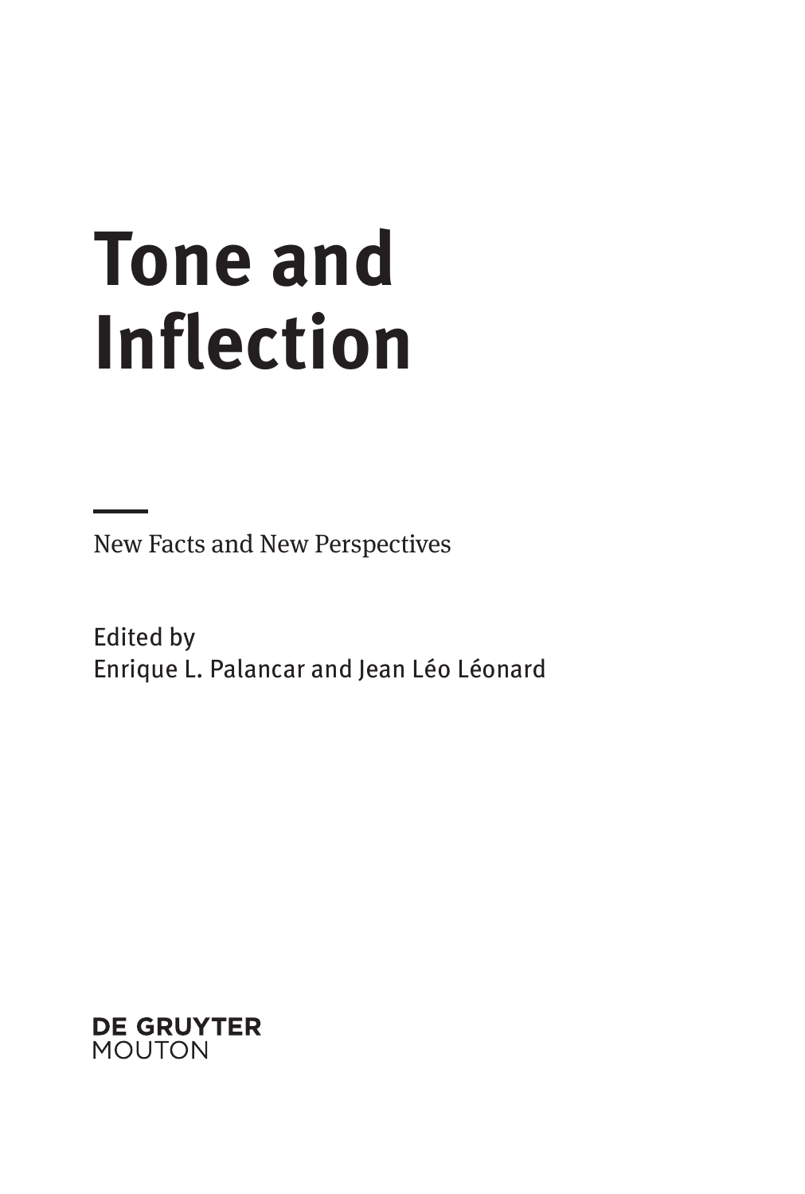# Tone and Inflection

New Facts and New Perspectives

Edited by
Enrique L. Palancar and Jean Léo Léonard

DE GRUYTER
MOUTON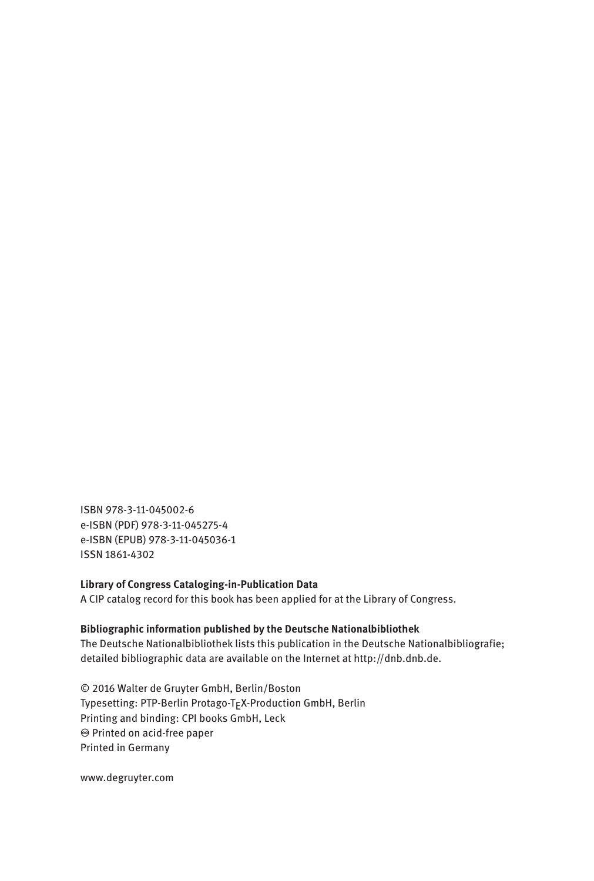ISBN 978-3-11-045002-6
e-ISBN (PDF) 978-3-11-045275-4
e-ISBN (EPUB) 978-3-11-045036-1
ISSN 1861-4302

**Library of Congress Cataloging-in-Publication Data**
A CIP catalog record for this book has been applied for at the Library of Congress.

**Bibliographic information published by the Deutsche Nationalbibliothek**
The Deutsche Nationalbibliothek lists this publication in the Deutsche Nationalbibliografie; detailed bibliographic data are available on the Internet at http://dnb.dnb.de.

© 2016 Walter de Gruyter GmbH, Berlin/Boston
Typesetting: PTP-Berlin Protago-TEX-Production GmbH, Berlin
Printing and binding: CPI books GmbH, Leck
♾ Printed on acid-free paper
Printed in Germany

www.degruyter.com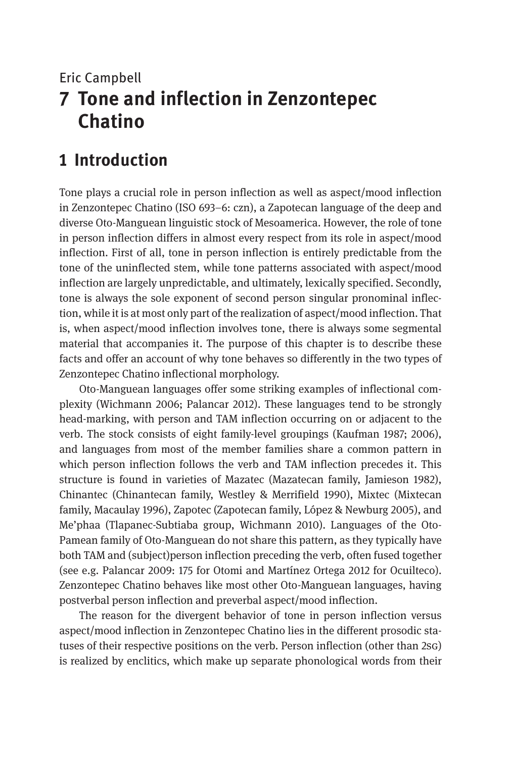Eric Campbell

# 7 Tone and inflection in Zenzontepec Chatino

## 1 Introduction

Tone plays a crucial role in person inflection as well as aspect/mood inflection in Zenzontepec Chatino (ISO 693–6: czn), a Zapotecan language of the deep and diverse Oto-Manguean linguistic stock of Mesoamerica. However, the role of tone in person inflection differs in almost every respect from its role in aspect/mood inflection. First of all, tone in person inflection is entirely predictable from the tone of the uninflected stem, while tone patterns associated with aspect/mood inflection are largely unpredictable, and ultimately, lexically specified. Secondly, tone is always the sole exponent of second person singular pronominal inflection, while it is at most only part of the realization of aspect/mood inflection. That is, when aspect/mood inflection involves tone, there is always some segmental material that accompanies it. The purpose of this chapter is to describe these facts and offer an account of why tone behaves so differently in the two types of Zenzontepec Chatino inflectional morphology.

Oto-Manguean languages offer some striking examples of inflectional complexity (Wichmann 2006; Palancar 2012). These languages tend to be strongly head-marking, with person and TAM inflection occurring on or adjacent to the verb. The stock consists of eight family-level groupings (Kaufman 1987; 2006), and languages from most of the member families share a common pattern in which person inflection follows the verb and TAM inflection precedes it. This structure is found in varieties of Mazatec (Mazatecan family, Jamieson 1982), Chinantec (Chinantecan family, Westley & Merrifield 1990), Mixtec (Mixtecan family, Macaulay 1996), Zapotec (Zapotecan family, López & Newburg 2005), and Me'phaa (Tlapanec-Subtiaba group, Wichmann 2010). Languages of the Oto-Pamean family of Oto-Manguean do not share this pattern, as they typically have both TAM and (subject)person inflection preceding the verb, often fused together (see e.g. Palancar 2009: 175 for Otomi and Martínez Ortega 2012 for Ocuilteco). Zenzontepec Chatino behaves like most other Oto-Manguean languages, having postverbal person inflection and preverbal aspect/mood inflection.

The reason for the divergent behavior of tone in person inflection versus aspect/mood inflection in Zenzontepec Chatino lies in the different prosodic statuses of their respective positions on the verb. Person inflection (other than 2SG) is realized by enclitics, which make up separate phonological words from their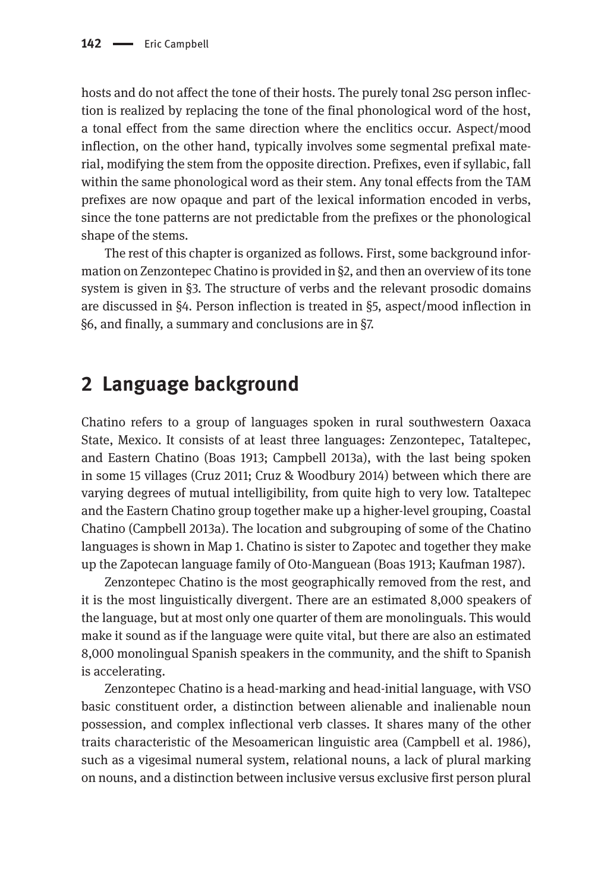hosts and do not affect the tone of their hosts. The purely tonal 2SG person inflection is realized by replacing the tone of the final phonological word of the host, a tonal effect from the same direction where the enclitics occur. Aspect/mood inflection, on the other hand, typically involves some segmental prefixal material, modifying the stem from the opposite direction. Prefixes, even if syllabic, fall within the same phonological word as their stem. Any tonal effects from the TAM prefixes are now opaque and part of the lexical information encoded in verbs, since the tone patterns are not predictable from the prefixes or the phonological shape of the stems.

The rest of this chapter is organized as follows. First, some background information on Zenzontepec Chatino is provided in §2, and then an overview of its tone system is given in §3. The structure of verbs and the relevant prosodic domains are discussed in §4. Person inflection is treated in §5, aspect/mood inflection in §6, and finally, a summary and conclusions are in §7.

## 2 Language background

Chatino refers to a group of languages spoken in rural southwestern Oaxaca State, Mexico. It consists of at least three languages: Zenzontepec, Tataltepec, and Eastern Chatino (Boas 1913; Campbell 2013a), with the last being spoken in some 15 villages (Cruz 2011; Cruz & Woodbury 2014) between which there are varying degrees of mutual intelligibility, from quite high to very low. Tataltepec and the Eastern Chatino group together make up a higher-level grouping, Coastal Chatino (Campbell 2013a). The location and subgrouping of some of the Chatino languages is shown in Map 1. Chatino is sister to Zapotec and together they make up the Zapotecan language family of Oto-Manguean (Boas 1913; Kaufman 1987).

Zenzontepec Chatino is the most geographically removed from the rest, and it is the most linguistically divergent. There are an estimated 8,000 speakers of the language, but at most only one quarter of them are monolinguals. This would make it sound as if the language were quite vital, but there are also an estimated 8,000 monolingual Spanish speakers in the community, and the shift to Spanish is accelerating.

Zenzontepec Chatino is a head-marking and head-initial language, with VSO basic constituent order, a distinction between alienable and inalienable noun possession, and complex inflectional verb classes. It shares many of the other traits characteristic of the Mesoamerican linguistic area (Campbell et al. 1986), such as a vigesimal numeral system, relational nouns, a lack of plural marking on nouns, and a distinction between inclusive versus exclusive first person plural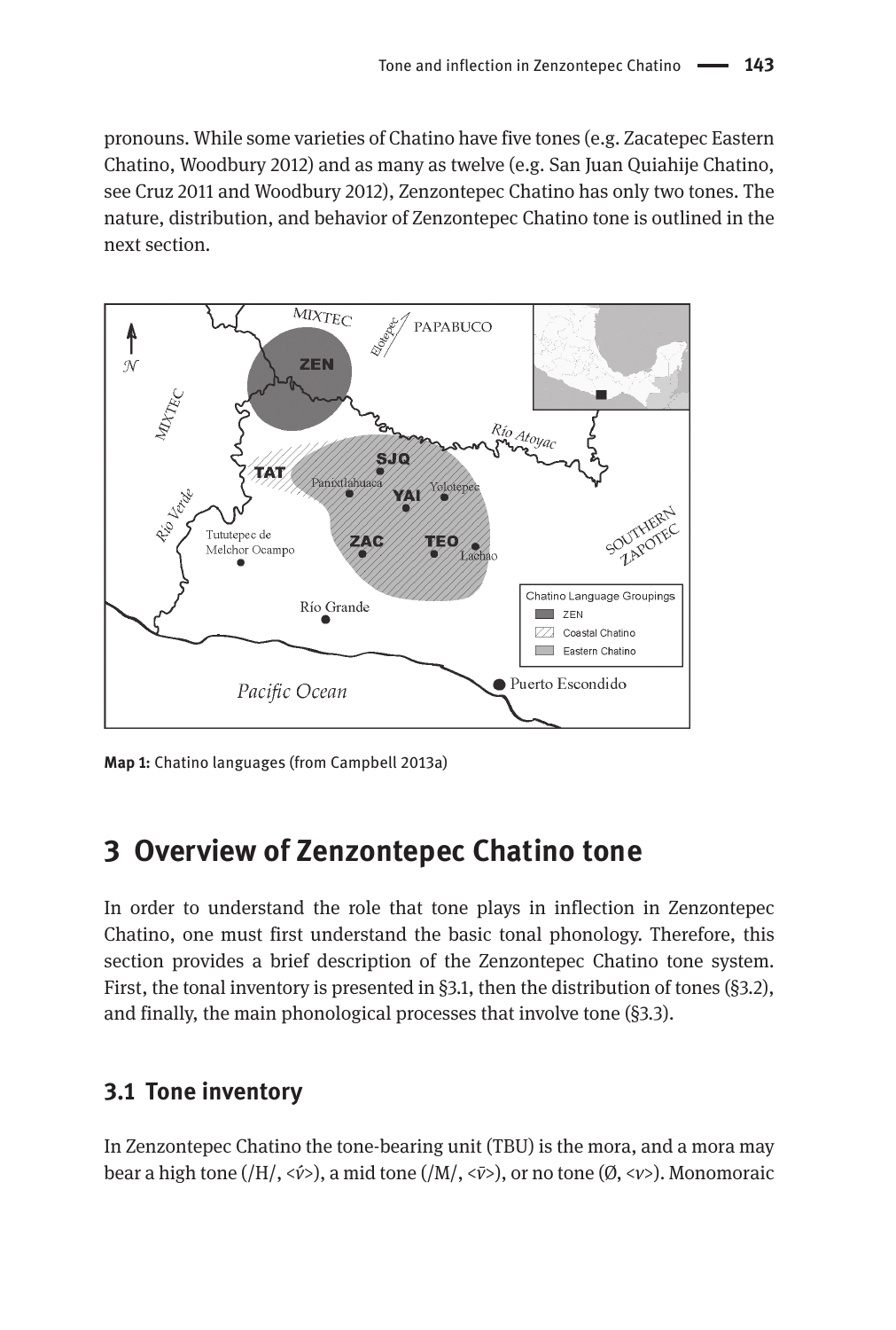pronouns. While some varieties of Chatino have five tones (e.g. Zacatepec Eastern Chatino, Woodbury 2012) and as many as twelve (e.g. San Juan Quiahije Chatino, see Cruz 2011 and Woodbury 2012), Zenzontepec Chatino has only two tones. The nature, distribution, and behavior of Zenzontepec Chatino tone is outlined in the next section.

**Map 1:** Chatino languages (from Campbell 2013a)

# 3 Overview of Zenzontepec Chatino tone

In order to understand the role that tone plays in inflection in Zenzontepec Chatino, one must first understand the basic tonal phonology. Therefore, this section provides a brief description of the Zenzontepec Chatino tone system. First, the tonal inventory is presented in §3.1, then the distribution of tones (§3.2), and finally, the main phonological processes that involve tone (§3.3).

## 3.1 Tone inventory

In Zenzontepec Chatino the tone-bearing unit (TBU) is the mora, and a mora may bear a high tone (/H/, <*v́*>), a mid tone (/M/, <*v̄*>), or no tone (Ø, <*v*>). Monomoraic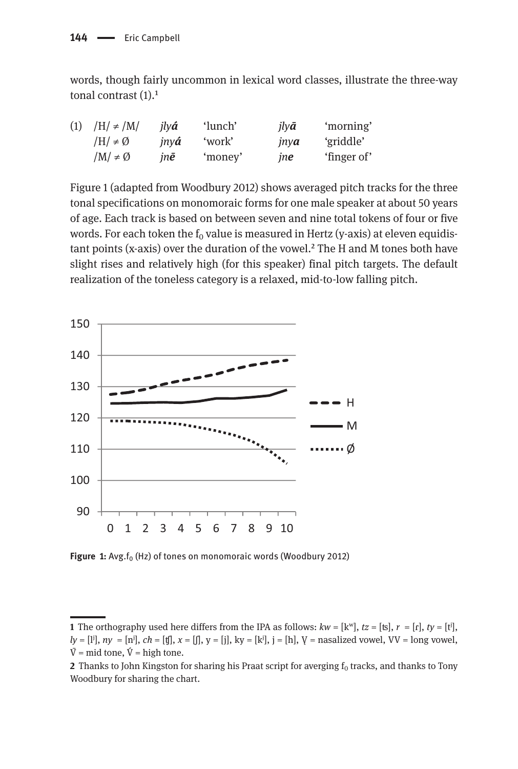words, though fairly uncommon in lexical word classes, illustrate the three-way tonal contrast (1).[1]

| (1) | /H/ ≠ /M/ | *jly**á*** | 'lunch' | *jly**ā*** | 'morning' |
|---|---|---|---|---|---|
| | /H/ ≠ Ø | *jny**á*** | 'work' | *jny**a*** | 'griddle' |
| | /M/ ≠ Ø | *jn**ē*** | 'money' | *jn**e*** | 'finger of' |

Figure 1 (adapted from Woodbury 2012) shows averaged pitch tracks for the three tonal specifications on monomoraic forms for one male speaker at about 50 years of age. Each track is based on between seven and nine total tokens of four or five words. For each token the $f_0$ value is measured in Hertz (y-axis) at eleven equidistant points (x-axis) over the duration of the vowel.[2] The H and M tones both have slight rises and relatively high (for this speaker) final pitch targets. The default realization of the toneless category is a relaxed, mid-to-low falling pitch.

**Figure 1:** Avg.$f_0$ (Hz) of tones on monomoraic words (Woodbury 2012)

---

**1** The orthography used here differs from the IPA as follows: *kw* = [kʷ], *tz* = [ts], *r* = [ɾ], *ty* = [tʲ], *ly* = [lʲ], *ny* = [nʲ], *ch* = [tʃ], *x* = [ʃ], y = [j], ky = [kʲ], j = [h], V̨ = nasalized vowel, VV = long vowel, V̄ = mid tone, V́ = high tone.

**2** Thanks to John Kingston for sharing his Praat script for averging $f_0$ tracks, and thanks to Tony Woodbury for sharing the chart.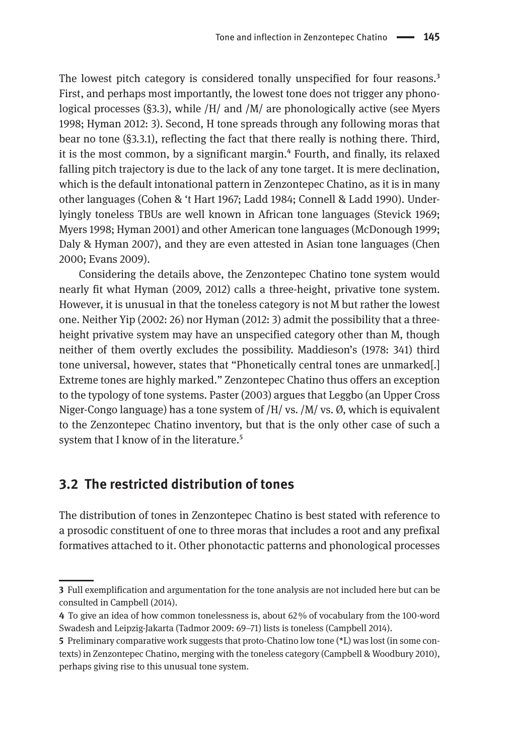The lowest pitch category is considered tonally unspecified for four reasons.[3] First, and perhaps most importantly, the lowest tone does not trigger any phonological processes (§3.3), while /H/ and /M/ are phonologically active (see Myers 1998; Hyman 2012: 3). Second, H tone spreads through any following moras that bear no tone (§3.3.1), reflecting the fact that there really is nothing there. Third, it is the most common, by a significant margin.[4] Fourth, and finally, its relaxed falling pitch trajectory is due to the lack of any tone target. It is mere declination, which is the default intonational pattern in Zenzontepec Chatino, as it is in many other languages (Cohen & 't Hart 1967; Ladd 1984; Connell & Ladd 1990). Underlyingly toneless TBUs are well known in African tone languages (Stevick 1969; Myers 1998; Hyman 2001) and other American tone languages (McDonough 1999; Daly & Hyman 2007), and they are even attested in Asian tone languages (Chen 2000; Evans 2009).

Considering the details above, the Zenzontepec Chatino tone system would nearly fit what Hyman (2009, 2012) calls a three-height, privative tone system. However, it is unusual in that the toneless category is not M but rather the lowest one. Neither Yip (2002: 26) nor Hyman (2012: 3) admit the possibility that a three-height privative system may have an unspecified category other than M, though neither of them overtly excludes the possibility. Maddieson's (1978: 341) third tone universal, however, states that "Phonetically central tones are unmarked[.] Extreme tones are highly marked." Zenzontepec Chatino thus offers an exception to the typology of tone systems. Paster (2003) argues that Leggbo (an Upper Cross Niger-Congo language) has a tone system of /H/ vs. /M/ vs. Ø, which is equivalent to the Zenzontepec Chatino inventory, but that is the only other case of such a system that I know of in the literature.[5]

## 3.2 The restricted distribution of tones

The distribution of tones in Zenzontepec Chatino is best stated with reference to a prosodic constituent of one to three moras that includes a root and any prefixal formatives attached to it. Other phonotactic patterns and phonological processes

---

**3** Full exemplification and argumentation for the tone analysis are not included here but can be consulted in Campbell (2014).

**4** To give an idea of how common tonelessness is, about 62% of vocabulary from the 100-word Swadesh and Leipzig-Jakarta (Tadmor 2009: 69–71) lists is toneless (Campbell 2014).

**5** Preliminary comparative work suggests that proto-Chatino low tone (*L) was lost (in some contexts) in Zenzontepec Chatino, merging with the toneless category (Campbell & Woodbury 2010), perhaps giving rise to this unusual tone system.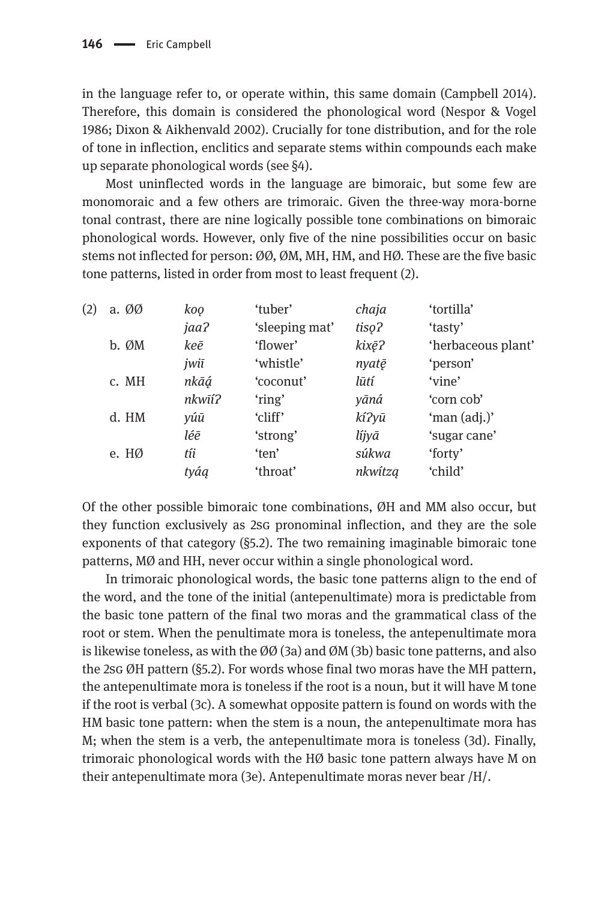in the language refer to, or operate within, this same domain (Campbell 2014). Therefore, this domain is considered the phonological word (Nespor & Vogel 1986; Dixon & Aikhenvald 2002). Crucially for tone distribution, and for the role of tone in inflection, enclitics and separate stems within compounds each make up separate phonological words (see §4).

Most uninflected words in the language are bimoraic, but some few are monomoraic and a few others are trimoraic. Given the three-way mora-borne tonal contrast, there are nine logically possible tone combinations on bimoraic phonological words. However, only five of the nine possibilities occur on basic stems not inflected for person: ØØ, ØM, MH, HM, and HØ. These are the five basic tone patterns, listed in order from most to least frequent (2).

| | | | | | |
|---|---|---|---|---|---|
| (2) | a. ØØ | *koǫ* | 'tuber' | *chaja* | 'tortilla' |
| | | *jaaʔ* | 'sleeping mat' | *tisǫʔ* | 'tasty' |
| | b. ØM | *keē* | 'flower' | *kixę̄ʔ* | 'herbaceous plant' |
| | | *jwiī* | 'whistle' | *nyatę̄* | 'person' |
| | c. MH | *nkāą́* | 'coconut' | *lūtí* | 'vine' |
| | | *nkwīíʔ* | 'ring' | *yāná* | 'corn cob' |
| | d. HM | *yúū* | 'cliff' | *kíʔyū* | 'man (adj.)' |
| | | *léē* | 'strong' | *líjyā* | 'sugar cane' |
| | e. HØ | *tíi* | 'ten' | *súkwa* | 'forty' |
| | | *tyáą* | 'throat' | *nkwítzą* | 'child' |

Of the other possible bimoraic tone combinations, ØH and MM also occur, but they function exclusively as 2SG pronominal inflection, and they are the sole exponents of that category (§5.2). The two remaining imaginable bimoraic tone patterns, MØ and HH, never occur within a single phonological word.

In trimoraic phonological words, the basic tone patterns align to the end of the word, and the tone of the initial (antepenultimate) mora is predictable from the basic tone pattern of the final two moras and the grammatical class of the root or stem. When the penultimate mora is toneless, the antepenultimate mora is likewise toneless, as with the ØØ (3a) and ØM (3b) basic tone patterns, and also the 2SG ØH pattern (§5.2). For words whose final two moras have the MH pattern, the antepenultimate mora is toneless if the root is a noun, but it will have M tone if the root is verbal (3c). A somewhat opposite pattern is found on words with the HM basic tone pattern: when the stem is a noun, the antepenultimate mora has M; when the stem is a verb, the antepenultimate mora is toneless (3d). Finally, trimoraic phonological words with the HØ basic tone pattern always have M on their antepenultimate mora (3e). Antepenultimate moras never bear /H/.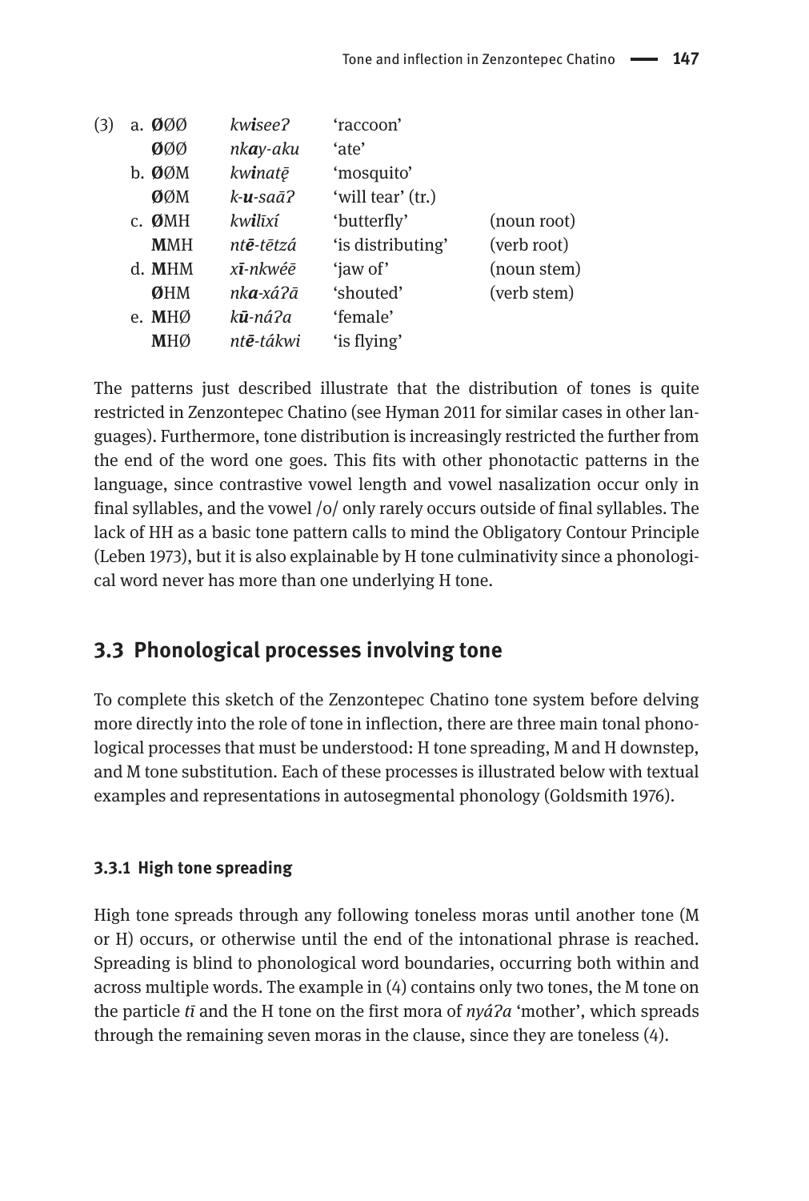(3)

| | | | | |
|---|---|---|---|---|
| a. | **Ø**ØØ | *kw**i**seeʔ* | 'raccoon' | |
| | **Ø**ØØ | *nk**a**y-aku* | 'ate' | |
| b. | **Ø**ØM | *kw**i**natę̄* | 'mosquito' | |
| | **Ø**ØM | *k-**u**-saāʔ* | 'will tear' (tr.) | |
| c. | **Ø**MH | *kw**i**līxí* | 'butterfly' | (noun root) |
| | **M**MH | *nt**ē**-tētzá* | 'is distributing' | (verb root) |
| d. | **M**HM | *x**ī**-nkwéē* | 'jaw of' | (noun stem) |
| | **Ø**HM | *nk**a**-xáʔā* | 'shouted' | (verb stem) |
| e. | **M**HØ | *k**ū**-náʔa* | 'female' | |
| | **M**HØ | *nt**ē**-tákwi* | 'is flying' | |

The patterns just described illustrate that the distribution of tones is quite restricted in Zenzontepec Chatino (see Hyman 2011 for similar cases in other languages). Furthermore, tone distribution is increasingly restricted the further from the end of the word one goes. This fits with other phonotactic patterns in the language, since contrastive vowel length and vowel nasalization occur only in final syllables, and the vowel /o/ only rarely occurs outside of final syllables. The lack of HH as a basic tone pattern calls to mind the Obligatory Contour Principle (Leben 1973), but it is also explainable by H tone culminativity since a phonological word never has more than one underlying H tone.

## 3.3 Phonological processes involving tone

To complete this sketch of the Zenzontepec Chatino tone system before delving more directly into the role of tone in inflection, there are three main tonal phonological processes that must be understood: H tone spreading, M and H downstep, and M tone substitution. Each of these processes is illustrated below with textual examples and representations in autosegmental phonology (Goldsmith 1976).

### 3.3.1 High tone spreading

High tone spreads through any following toneless moras until another tone (M or H) occurs, or otherwise until the end of the intonational phrase is reached. Spreading is blind to phonological word boundaries, occurring both within and across multiple words. The example in (4) contains only two tones, the M tone on the particle *tī* and the H tone on the first mora of *nyáʔa* 'mother', which spreads through the remaining seven moras in the clause, since they are toneless (4).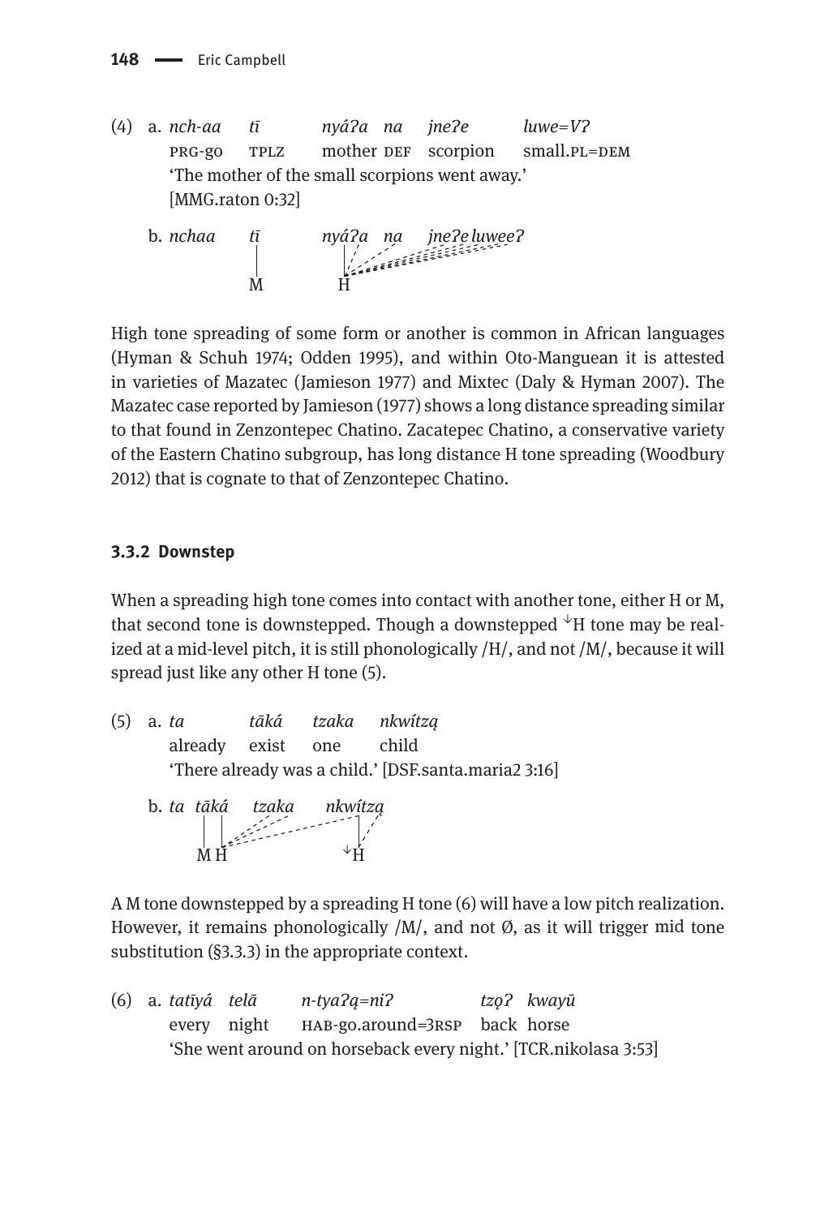(4) a. *nch-aa tī nyáʔa na jneʔe luwe=Vʔ*
PRG-go TPLZ mother DEF scorpion small.PL=DEM
'The mother of the small scorpions went away.'
[MMG.raton 0:32]

b. *nchaa tī nyáʔa na jneʔe luweeʔ*

```
nchaa   tī        nyáʔa   na   jneʔe luweeʔ
        |         |  /   /   /  /  /
        M         H
```

High tone spreading of some form or another is common in African languages (Hyman & Schuh 1974; Odden 1995), and within Oto-Manguean it is attested in varieties of Mazatec (Jamieson 1977) and Mixtec (Daly & Hyman 2007). The Mazatec case reported by Jamieson (1977) shows a long distance spreading similar to that found in Zenzontepec Chatino. Zacatepec Chatino, a conservative variety of the Eastern Chatino subgroup, has long distance H tone spreading (Woodbury 2012) that is cognate to that of Zenzontepec Chatino.

### 3.3.2 Downstep

When a spreading high tone comes into contact with another tone, either H or M, that second tone is downstepped. Though a downstepped ꜜH tone may be realized at a mid-level pitch, it is still phonologically /H/, and not /M/, because it will spread just like any other H tone (5).

(5) a. *ta tāká tzaka nkwítzą*
already exist one child
'There already was a child.' [DSF.santa.maria2 3:16]

b. *ta tāká tzaka nkwítzą*

```
ta  tāká   tzaka   nkwítzą
|   |  /  /  /      |  /
M   H               ꜜH
```

A M tone downstepped by a spreading H tone (6) will have a low pitch realization. However, it remains phonologically /M/, and not Ø, as it will trigger mid tone substitution (§3.3.3) in the appropriate context.

(6) a. *tatīyá telā n-tyaʔą=niʔ tzǫʔ kwayū*
every night HAB-go.around=3RSP back horse
'She went around on horseback every night.' [TCR.nikolasa 3:53]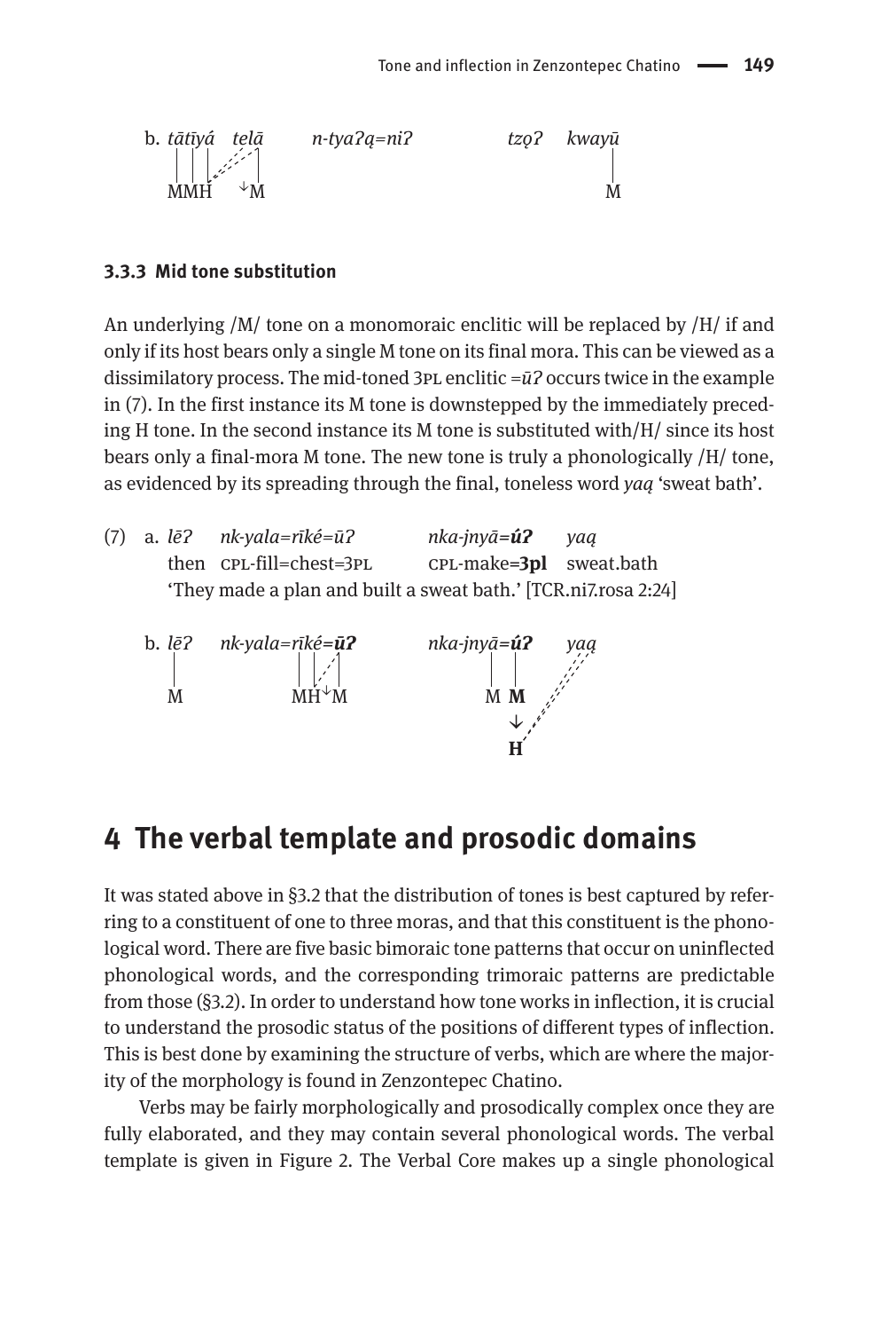b. *tātīyá telā* *n-tyaʔą=niʔ* *tzǫʔ kwayū*

```
   tātīyá  telā        n-tyaʔą=niʔ        tzǫʔ   kwayū
   │ │ │ ⸝⸝⸝│                                        │
   MMH  ꜜM                                          M
```

### 3.3.3 Mid tone substitution

An underlying /M/ tone on a monomoraic enclitic will be replaced by /H/ if and only if its host bears only a single M tone on its final mora. This can be viewed as a dissimilatory process. The mid-toned 3PL enclitic *=ūʔ* occurs twice in the example in (7). In the first instance its M tone is downstepped by the immediately preceding H tone. In the second instance its M tone is substituted with/H/ since its host bears only a final-mora M tone. The new tone is truly a phonologically /H/ tone, as evidenced by its spreading through the final, toneless word *yaą* 'sweat bath'.

(7) a. *lēʔ* *nk-yala=rīké=ūʔ* *nka-jnyā=**úʔ*** *yaą*
then CPL-fill=chest=3PL CPL-make=**3PL** sweat.bath
'They made a plan and built a sweat bath.' [TCR.ni7.rosa 2:24]

b. *lēʔ* *nk-yala=rīké=**ūʔ*** *nka-jnyā=**úʔ*** *yaą*

```
   lēʔ   nk-yala=rīké=ūʔ      nka-jnyā=úʔ   yaą
   │              │ │⸝│             │  │     ⸝⸝
   M              MHꜜM              M  M   ⸝⸝
                                       ↓ ⸝⸝
                                       H
```

# 4 The verbal template and prosodic domains

It was stated above in §3.2 that the distribution of tones is best captured by referring to a constituent of one to three moras, and that this constituent is the phonological word. There are five basic bimoraic tone patterns that occur on uninflected phonological words, and the corresponding trimoraic patterns are predictable from those (§3.2). In order to understand how tone works in inflection, it is crucial to understand the prosodic status of the positions of different types of inflection. This is best done by examining the structure of verbs, which are where the majority of the morphology is found in Zenzontepec Chatino.

Verbs may be fairly morphologically and prosodically complex once they are fully elaborated, and they may contain several phonological words. The verbal template is given in Figure 2. The Verbal Core makes up a single phonological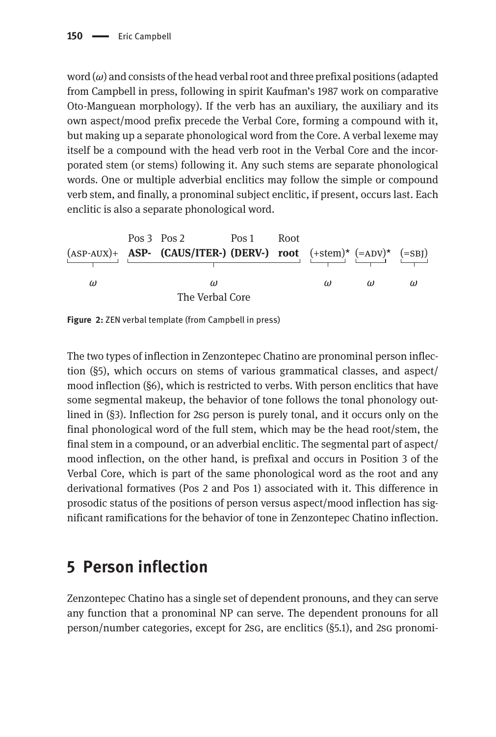word (*ω*) and consists of the head verbal root and three prefixal positions (adapted from Campbell in press, following in spirit Kaufman's 1987 work on comparative Oto-Manguean morphology). If the verb has an auxiliary, the auxiliary and its own aspect/mood prefix precede the Verbal Core, forming a compound with it, but making up a separate phonological word from the Core. A verbal lexeme may itself be a compound with the head verb root in the Verbal Core and the incorporated stem (or stems) following it. Any such stems are separate phonological words. One or multiple adverbial enclitics may follow the simple or compound verb stem, and finally, a pronominal subject enclitic, if present, occurs last. Each enclitic is also a separate phonological word.

```
             Pos 3  Pos 2              Pos 1     Root
(ASP-AUX)+   ASP-   (CAUS/ITER-) (DERV-)  root   (+stem)*  (=ADV)*  (=SBJ)
    ω                      ω                        ω         ω        ω
                    The Verbal Core
```

**Figure 2:** ZEN verbal template (from Campbell in press)

The two types of inflection in Zenzontepec Chatino are pronominal person inflection (§5), which occurs on stems of various grammatical classes, and aspect/mood inflection (§6), which is restricted to verbs. With person enclitics that have some segmental makeup, the behavior of tone follows the tonal phonology outlined in (§3). Inflection for 2SG person is purely tonal, and it occurs only on the final phonological word of the full stem, which may be the head root/stem, the final stem in a compound, or an adverbial enclitic. The segmental part of aspect/mood inflection, on the other hand, is prefixal and occurs in Position 3 of the Verbal Core, which is part of the same phonological word as the root and any derivational formatives (Pos 2 and Pos 1) associated with it. This difference in prosodic status of the positions of person versus aspect/mood inflection has significant ramifications for the behavior of tone in Zenzontepec Chatino inflection.

## 5 Person inflection

Zenzontepec Chatino has a single set of dependent pronouns, and they can serve any function that a pronominal NP can serve. The dependent pronouns for all person/number categories, except for 2SG, are enclitics (§5.1), and 2SG pronomi-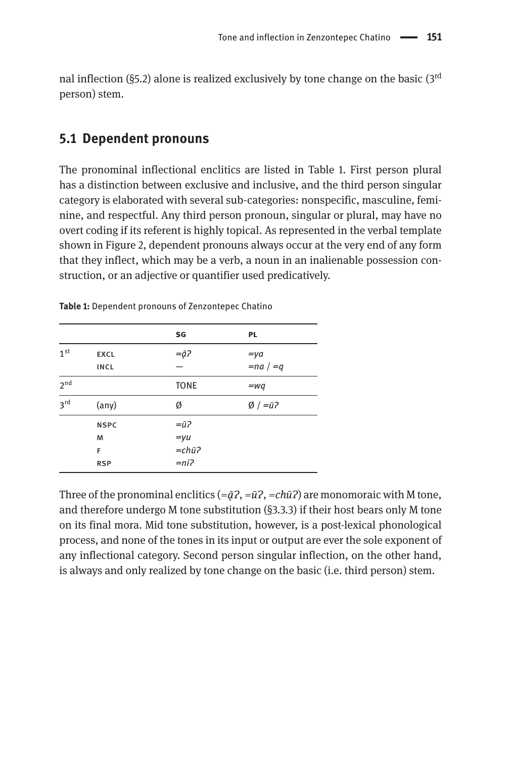nal inflection (§5.2) alone is realized exclusively by tone change on the basic (3rd person) stem.

## 5.1 Dependent pronouns

The pronominal inflectional enclitics are listed in Table 1. First person plural has a distinction between exclusive and inclusive, and the third person singular category is elaborated with several sub-categories: nonspecific, masculine, feminine, and respectful. Any third person pronoun, singular or plural, may have no overt coding if its referent is highly topical. As represented in the verbal template shown in Figure 2, dependent pronouns always occur at the very end of any form that they inflect, which may be a verb, a noun in an inalienable possession construction, or an adjective or quantifier used predicatively.

**Table 1:** Dependent pronouns of Zenzontepec Chatino

| | | SG | PL |
|---|---|---|---|
| 1st | EXCL | *=ą̄ʔ* | *=ya* |
| | INCL | — | *=na* / *=ą* |
| 2nd | | TONE | *=wą* |
| 3rd | (any) | Ø | Ø / *=ūʔ* |
| | NSPC | *=ūʔ* | |
| | M | *=yu* | |
| | F | *=chūʔ* | |
| | RSP | *=niʔ* | |

Three of the pronominal enclitics (*=ą̄ʔ*, *=ūʔ*, *=chūʔ*) are monomoraic with M tone, and therefore undergo M tone substitution (§3.3.3) if their host bears only M tone on its final mora. Mid tone substitution, however, is a post-lexical phonological process, and none of the tones in its input or output are ever the sole exponent of any inflectional category. Second person singular inflection, on the other hand, is always and only realized by tone change on the basic (i.e. third person) stem.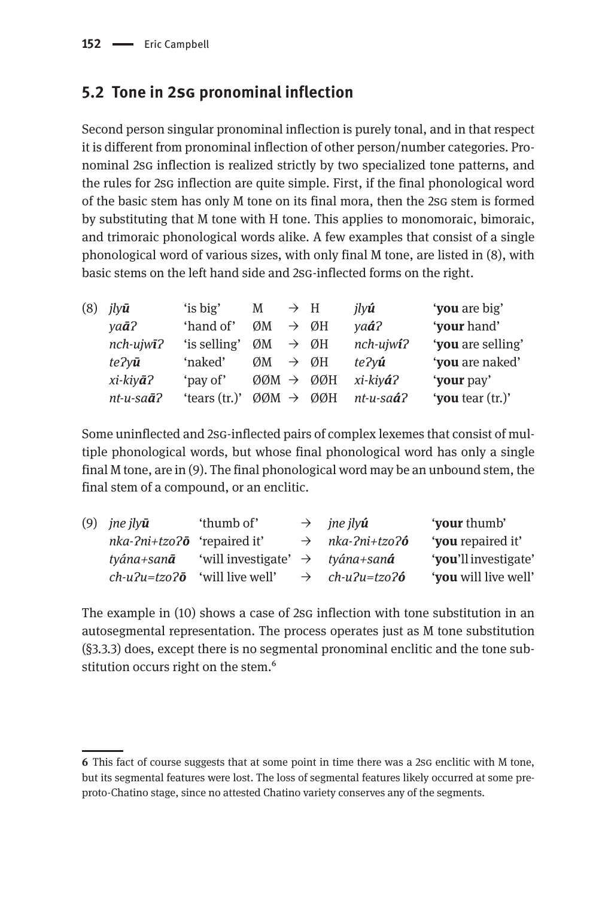## 5.2 Tone in 2SG pronominal inflection

Second person singular pronominal inflection is purely tonal, and in that respect it is different from pronominal inflection of other person/number categories. Pronominal 2SG inflection is realized strictly by two specialized tone patterns, and the rules for 2SG inflection are quite simple. First, if the final phonological word of the basic stem has only M tone on its final mora, then the 2SG stem is formed by substituting that M tone with H tone. This applies to monomoraic, bimoraic, and trimoraic phonological words alike. A few examples that consist of a single phonological word of various sizes, with only final M tone, are listed in (8), with basic stems on the left hand side and 2SG-inflected forms on the right.

| (8) | *jly**ū*** | 'is big' | M | → | H | *jly**ú*** | '**you** are big' |
|---|---|---|---|---|---|---|---|
| | *ya**ā**ʔ* | 'hand of' | ØM | → | ØH | *ya**á**ʔ* | '**your** hand' |
| | *nch-ujw**ī**ʔ* | 'is selling' | ØM | → | ØH | *nch-ujw**í**ʔ* | '**you** are selling' |
| | *teʔy**ū*** | 'naked' | ØM | → | ØH | *teʔy**ú*** | '**you** are naked' |
| | *xi-kiy**ā**ʔ* | 'pay of' | ØØM | → | ØØH | *xi-kiy**á**ʔ* | '**your** pay' |
| | *nt-u-sa**ā**ʔ* | 'tears (tr.)' | ØØM | → | ØØH | *nt-u-sa**á**ʔ* | '**you** tear (tr.)' |

Some uninflected and 2SG-inflected pairs of complex lexemes that consist of multiple phonological words, but whose final phonological word has only a single final M tone, are in (9). The final phonological word may be an unbound stem, the final stem of a compound, or an enclitic.

| (9) | *jne jly**ū*** | 'thumb of' | → | *jne jly**ú*** | '**your** thumb' |
|---|---|---|---|---|---|
| | *nka-ʔni+tzoʔ**ō*** | 'repaired it' | → | *nka-ʔni+tzoʔ**ó*** | '**you** repaired it' |
| | *tyána+san**ā*** | 'will investigate' | → | *tyána+san**á*** | '**you**'ll investigate' |
| | *ch-uʔu=tzoʔ**ō*** | 'will live well' | → | *ch-uʔu=tzoʔ**ó*** | '**you** will live well' |

The example in (10) shows a case of 2SG inflection with tone substitution in an autosegmental representation. The process operates just as M tone substitution (§3.3.3) does, except there is no segmental pronominal enclitic and the tone substitution occurs right on the stem.[6]

---

[6] This fact of course suggests that at some point in time there was a 2SG enclitic with M tone, but its segmental features were lost. The loss of segmental features likely occurred at some pre-proto-Chatino stage, since no attested Chatino variety conserves any of the segments.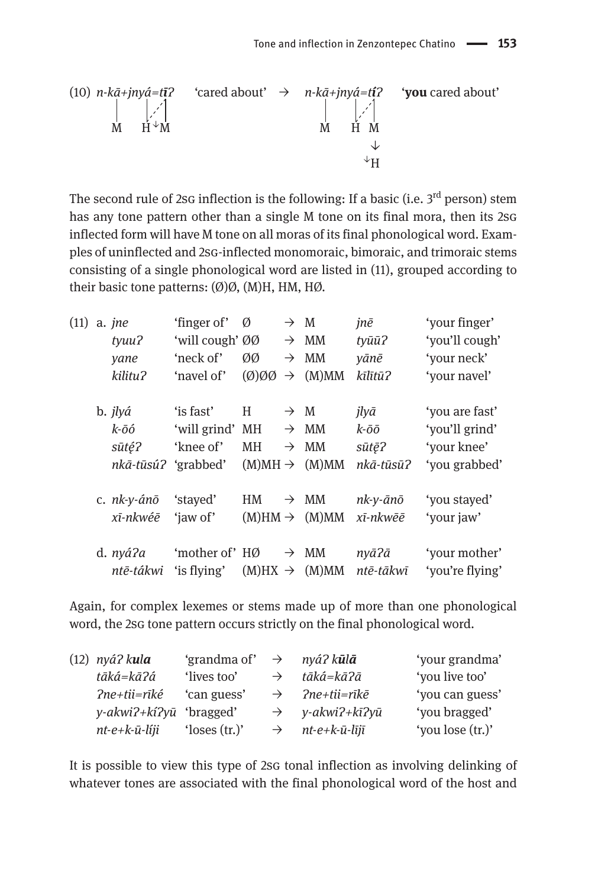(10) *n-kā+jnyá=tī̄ʔ* 'cared about' → *n-kā+jnyá=t**í**ʔ* '**you** cared about'

```
n-kā+jnyá=tīʔ              n-kā+jnyá=tíʔ
|     |/ |                  |     |/ |
M     H ꜜM                  M     H  M
                                     ↓
                                    ꜜH
```

The second rule of 2SG inflection is the following: If a basic (i.e. 3rd person) stem has any tone pattern other than a single M tone on its final mora, then its 2SG inflected form will have M tone on all moras of its final phonological word. Examples of uninflected and 2SG-inflected monomoraic, bimoraic, and trimoraic stems consisting of a single phonological word are listed in (11), grouped according to their basic tone patterns: (Ø)Ø, (M)H, HM, HØ.

(11)

| | | | | | | |
|---|---|---|---|---|---|---|
| a. | *jne* | 'finger of' | Ø → | M | *jnē* | 'your finger' |
| | *tyuuʔ* | 'will cough' | ØØ → | MM | *tyūūʔ* | 'you'll cough' |
| | *yane* | 'neck of' | ØØ → | MM | *yānē* | 'your neck' |
| | *kilituʔ* | 'navel of' | (Ø)ØØ → | (M)MM | *kīlītūʔ* | 'your navel' |
| b. | *jlyá* | 'is fast' | H → | M | *jlyā* | 'you are fast' |
| | *k-ōó* | 'will grind' | MH → | MM | *k-ōō* | 'you'll grind' |
| | *sūtę́ʔ* | 'knee of' | MH → | MM | *sūtę̄ʔ* | 'your knee' |
| | *nkā-tūsúʔ* | 'grabbed' | (M)MH → | (M)MM | *nkā-tūsūʔ* | 'you grabbed' |
| c. | *nk-y-ánō* | 'stayed' | HM → | MM | *nk-y-ānō* | 'you stayed' |
| | *xī-nkwéē* | 'jaw of' | (M)HM → | (M)MM | *xī-nkwēē* | 'your jaw' |
| d. | *nyáʔa* | 'mother of' | HØ → | MM | *nyāʔā* | 'your mother' |
| | *ntē-tákwi* | 'is flying' | (M)HX → | (M)MM | *ntē-tākwī* | 'you're flying' |

Again, for complex lexemes or stems made up of more than one phonological word, the 2SG tone pattern occurs strictly on the final phonological word.

(12)

| | | | | |
|---|---|---|---|---|
| *nyáʔ k**ula*** | 'grandma of' | → | *nyáʔ k**ūlā*** | 'your grandma' |
| *tākáʔ=kāʔá* | 'lives too' | → | *tākáʔ=kāʔā* | 'you live too' |
| *ʔne+tii=rīké* | 'can guess' | → | *ʔne+tii=rīkē* | 'you can guess' |
| *y-akwiʔ+kíʔyū* | 'bragged' | → | *y-akwiʔ+kīʔyū* | 'you bragged' |
| *nt-e+k-ū-líji* | 'loses (tr.)' | → | *nt-e+k-ū-lījī* | 'you lose (tr.)' |

It is possible to view this type of 2SG tonal inflection as involving delinking of whatever tones are associated with the final phonological word of the host and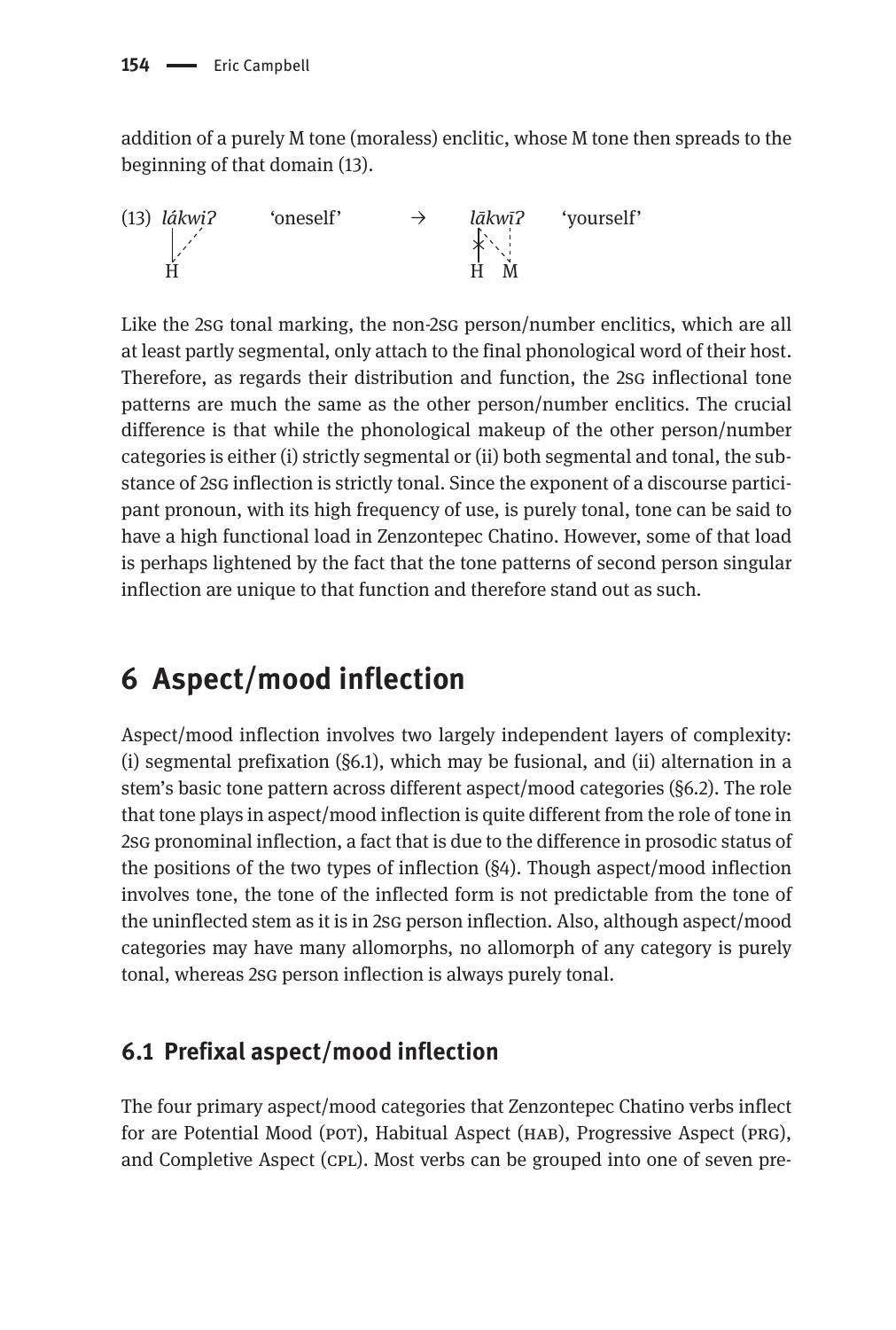addition of a purely M tone (moraless) enclitic, whose M tone then spreads to the beginning of that domain (13).

```
(13) lákwiʔ      'oneself'      →      lākwīʔ      'yourself'
      |  .'                             ≠ `. :
      | '                               |   `.:
      H                                 H    M
```

Like the 2sg tonal marking, the non-2sg person/number enclitics, which are all at least partly segmental, only attach to the final phonological word of their host. Therefore, as regards their distribution and function, the 2sg inflectional tone patterns are much the same as the other person/number enclitics. The crucial difference is that while the phonological makeup of the other person/number categories is either (i) strictly segmental or (ii) both segmental and tonal, the substance of 2sg inflection is strictly tonal. Since the exponent of a discourse participant pronoun, with its high frequency of use, is purely tonal, tone can be said to have a high functional load in Zenzontepec Chatino. However, some of that load is perhaps lightened by the fact that the tone patterns of second person singular inflection are unique to that function and therefore stand out as such.

# 6 Aspect/mood inflection

Aspect/mood inflection involves two largely independent layers of complexity: (i) segmental prefixation (§6.1), which may be fusional, and (ii) alternation in a stem's basic tone pattern across different aspect/mood categories (§6.2). The role that tone plays in aspect/mood inflection is quite different from the role of tone in 2sg pronominal inflection, a fact that is due to the difference in prosodic status of the positions of the two types of inflection (§4). Though aspect/mood inflection involves tone, the tone of the inflected form is not predictable from the tone of the uninflected stem as it is in 2sg person inflection. Also, although aspect/mood categories may have many allomorphs, no allomorph of any category is purely tonal, whereas 2sg person inflection is always purely tonal.

## 6.1 Prefixal aspect/mood inflection

The four primary aspect/mood categories that Zenzontepec Chatino verbs inflect for are Potential Mood (pot), Habitual Aspect (hab), Progressive Aspect (prg), and Completive Aspect (cpl). Most verbs can be grouped into one of seven pre-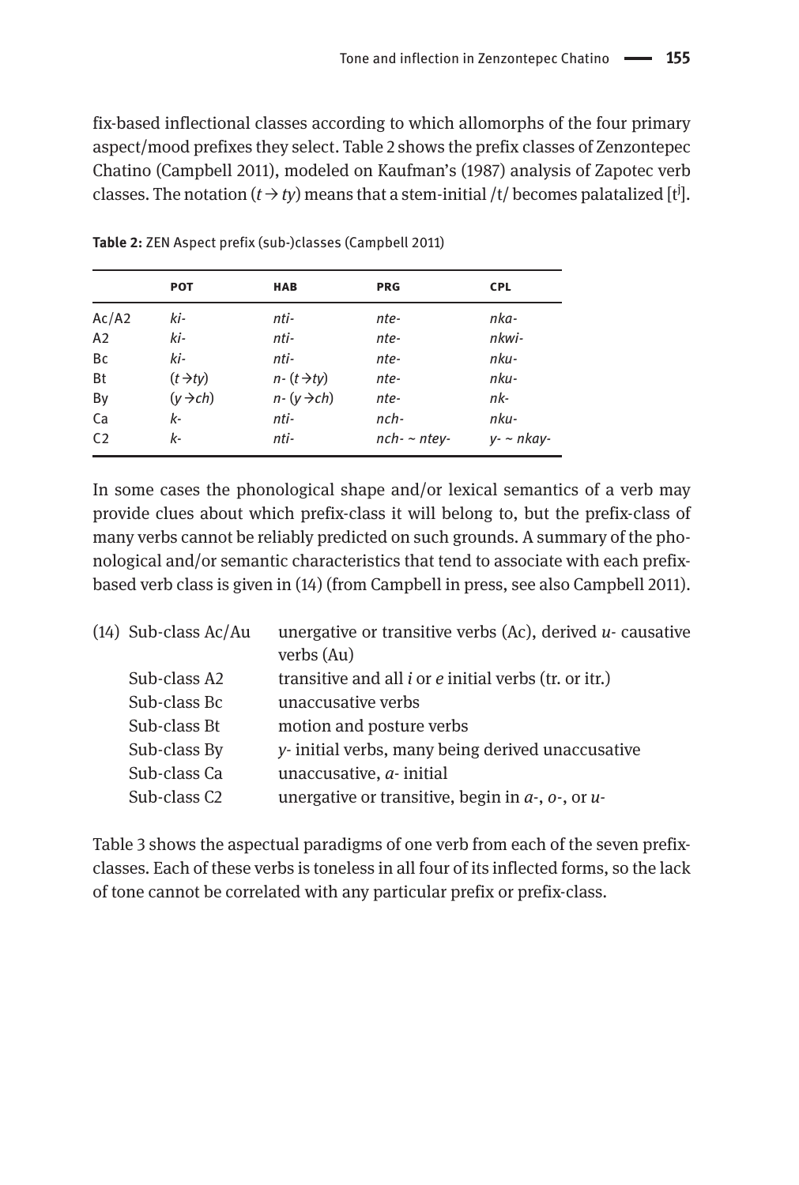fix-based inflectional classes according to which allomorphs of the four primary aspect/mood prefixes they select. Table 2 shows the prefix classes of Zenzontepec Chatino (Campbell 2011), modeled on Kaufman's (1987) analysis of Zapotec verb classes. The notation (*t* → *ty*) means that a stem-initial /t/ becomes palatalized [$t^j$].

**Table 2:** ZEN Aspect prefix (sub-)classes (Campbell 2011)

| | POT | HAB | PRG | CPL |
|---|---|---|---|---|
| Ac/A2 | *ki-* | *nti-* | *nte-* | *nka-* |
| A2 | *ki-* | *nti-* | *nte-* | *nkwi-* |
| Bc | *ki-* | *nti-* | *nte-* | *nku-* |
| Bt | (*t*→*ty*) | *n-* (*t*→*ty*) | *nte-* | *nku-* |
| By | (*y*→*ch*) | *n-* (*y*→*ch*) | *nte-* | *nk-* |
| Ca | *k-* | *nti-* | *nch-* | *nku-* |
| C2 | *k-* | *nti-* | *nch-* ~ *ntey-* | *y-* ~ *nkay-* |

In some cases the phonological shape and/or lexical semantics of a verb may provide clues about which prefix-class it will belong to, but the prefix-class of many verbs cannot be reliably predicted on such grounds. A summary of the phonological and/or semantic characteristics that tend to associate with each prefix-based verb class is given in (14) (from Campbell in press, see also Campbell 2011).

(14)

| | |
|---|---|
| Sub-class Ac/Au | unergative or transitive verbs (Ac), derived *u-* causative verbs (Au) |
| Sub-class A2 | transitive and all *i* or *e* initial verbs (tr. or itr.) |
| Sub-class Bc | unaccusative verbs |
| Sub-class Bt | motion and posture verbs |
| Sub-class By | *y-* initial verbs, many being derived unaccusative |
| Sub-class Ca | unaccusative, *a-* initial |
| Sub-class C2 | unergative or transitive, begin in *a-*, *o-*, or *u-* |

Table 3 shows the aspectual paradigms of one verb from each of the seven prefix-classes. Each of these verbs is toneless in all four of its inflected forms, so the lack of tone cannot be correlated with any particular prefix or prefix-class.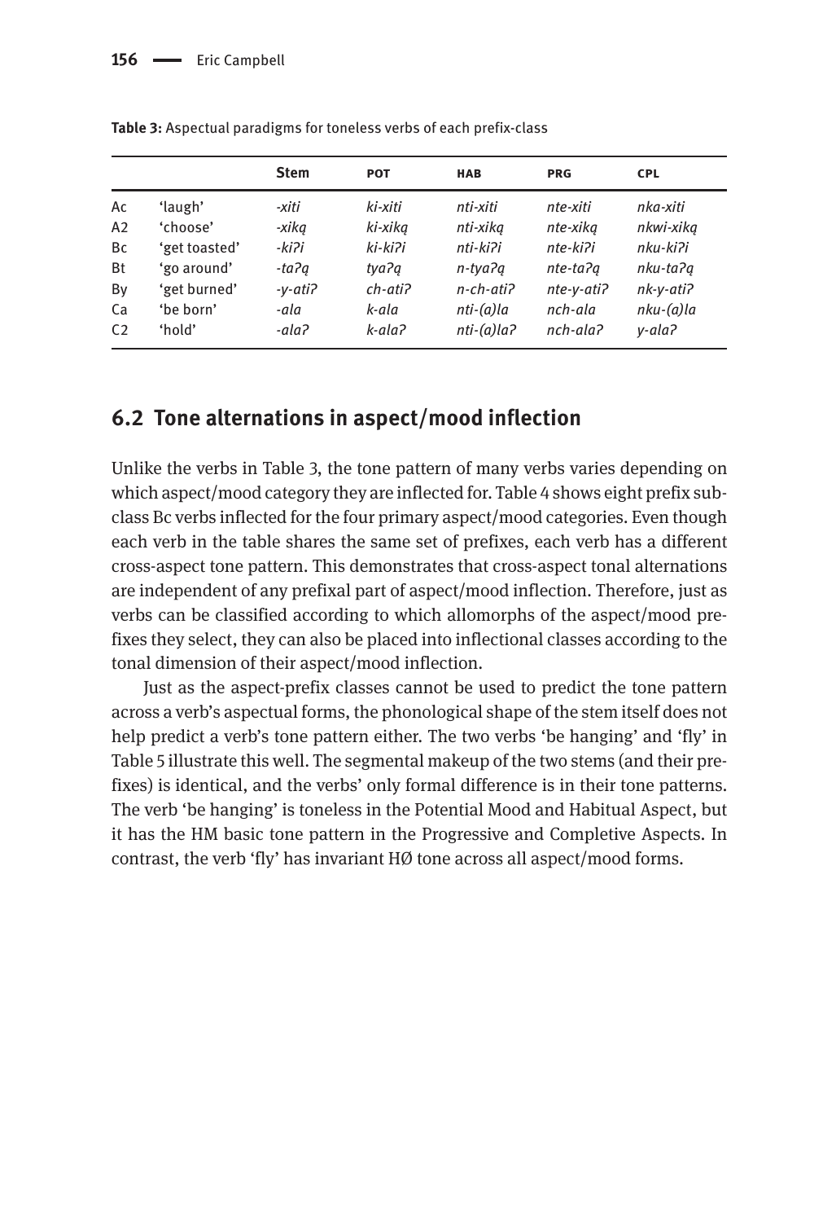**Table 3:** Aspectual paradigms for toneless verbs of each prefix-class

| | | Stem | POT | HAB | PRG | CPL |
|---|---|---|---|---|---|---|
| Ac | 'laugh' | *-xiti* | *ki-xiti* | *nti-xiti* | *nte-xiti* | *nka-xiti* |
| A2 | 'choose' | *-xiką* | *ki-xiką* | *nti-xiką* | *nte-xiką* | *nkwi-xiką* |
| Bc | 'get toasted' | *-kiʔi* | *ki-kiʔi* | *nti-kiʔi* | *nte-kiʔi* | *nku-kiʔi* |
| Bt | 'go around' | *-taʔą* | *tyaʔą* | *n-tyaʔą* | *nte-taʔą* | *nku-taʔą* |
| By | 'get burned' | *-y-atiʔ* | *ch-atiʔ* | *n-ch-atiʔ* | *nte-y-atiʔ* | *nk-y-atiʔ* |
| Ca | 'be born' | *-ala* | *k-ala* | *nti-(a)la* | *nch-ala* | *nku-(a)la* |
| C2 | 'hold' | *-alaʔ* | *k-alaʔ* | *nti-(a)laʔ* | *nch-alaʔ* | *y-alaʔ* |

## 6.2 Tone alternations in aspect/mood inflection

Unlike the verbs in Table 3, the tone pattern of many verbs varies depending on which aspect/mood category they are inflected for. Table 4 shows eight prefix subclass Bc verbs inflected for the four primary aspect/mood categories. Even though each verb in the table shares the same set of prefixes, each verb has a different cross-aspect tone pattern. This demonstrates that cross-aspect tonal alternations are independent of any prefixal part of aspect/mood inflection. Therefore, just as verbs can be classified according to which allomorphs of the aspect/mood prefixes they select, they can also be placed into inflectional classes according to the tonal dimension of their aspect/mood inflection.

Just as the aspect-prefix classes cannot be used to predict the tone pattern across a verb's aspectual forms, the phonological shape of the stem itself does not help predict a verb's tone pattern either. The two verbs 'be hanging' and 'fly' in Table 5 illustrate this well. The segmental makeup of the two stems (and their prefixes) is identical, and the verbs' only formal difference is in their tone patterns. The verb 'be hanging' is toneless in the Potential Mood and Habitual Aspect, but it has the HM basic tone pattern in the Progressive and Completive Aspects. In contrast, the verb 'fly' has invariant HØ tone across all aspect/mood forms.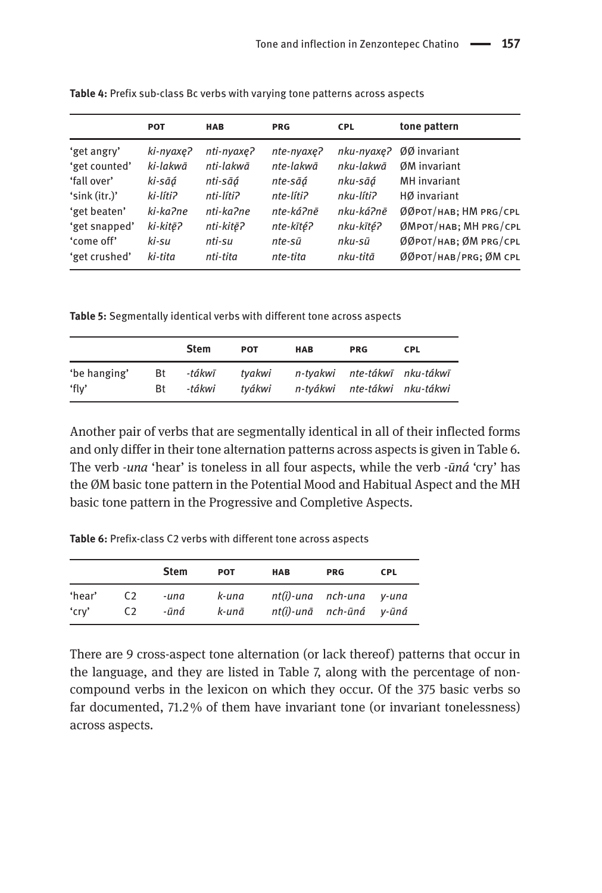**Table 4:** Prefix sub-class Bc verbs with varying tone patterns across aspects

| | POT | HAB | PRG | CPL | tone pattern |
|---|---|---|---|---|---|
| 'get angry' | *ki-nyaxę?* | *nti-nyaxę?* | *nte-nyaxę?* | *nku-nyaxę?* | ØØ invariant |
| 'get counted' | *ki-lakwā* | *nti-lakwā* | *nte-lakwā* | *nku-lakwā* | ØM invariant |
| 'fall over' | *ki-sāą́* | *nti-sāą́* | *nte-sāą́* | *nku-sāą́* | MH invariant |
| 'sink (itr.)' | *ki-líti?* | *nti-líti?* | *nte-líti?* | *nku-líti?* | HØ invariant |
| 'get beaten' | *ki-ka?ne* | *nti-ka?ne* | *nte-ká?nē* | *nku-ká?nē* | ØØPOT/HAB; HM PRG/CPL |
| 'get snapped' | *ki-kitē?* | *nti-kitē?* | *nte-kītę́?* | *nku-kītę́?* | ØMPOT/HAB; MH PRG/CPL |
| 'come off' | *ki-su* | *nti-su* | *nte-sū* | *nku-sū* | ØØPOT/HAB; ØM PRG/CPL |
| 'get crushed' | *ki-tita* | *nti-tita* | *nte-tita* | *nku-titā* | ØØPOT/HAB/PRG; ØM CPL |

**Table 5:** Segmentally identical verbs with different tone across aspects

| | | Stem | POT | HAB | PRG | CPL |
|---|---|---|---|---|---|---|
| 'be hanging' | Bt | *-tákwī* | *tyakwi* | *n-tyakwi* | *nte-tákwī* | *nku-tákwī* |
| 'fly' | Bt | *-tákwi* | *tyákwi* | *n-tyákwi* | *nte-tákwi* | *nku-tákwi* |

Another pair of verbs that are segmentally identical in all of their inflected forms and only differ in their tone alternation patterns across aspects is given in Table 6. The verb *-una* 'hear' is toneless in all four aspects, while the verb *-ūná* 'cry' has the ØM basic tone pattern in the Potential Mood and Habitual Aspect and the MH basic tone pattern in the Progressive and Completive Aspects.

**Table 6:** Prefix-class C2 verbs with different tone across aspects

| | | Stem | POT | HAB | PRG | CPL |
|---|---|---|---|---|---|---|
| 'hear' | C2 | *-una* | *k-una* | *nt(i)-una* | *nch-una* | *y-una* |
| 'cry' | C2 | *-ūná* | *k-unā* | *nt(i)-unā* | *nch-ūná* | *y-ūná* |

There are 9 cross-aspect tone alternation (or lack thereof) patterns that occur in the language, and they are listed in Table 7, along with the percentage of non-compound verbs in the lexicon on which they occur. Of the 375 basic verbs so far documented, 71.2% of them have invariant tone (or invariant tonelessness) across aspects.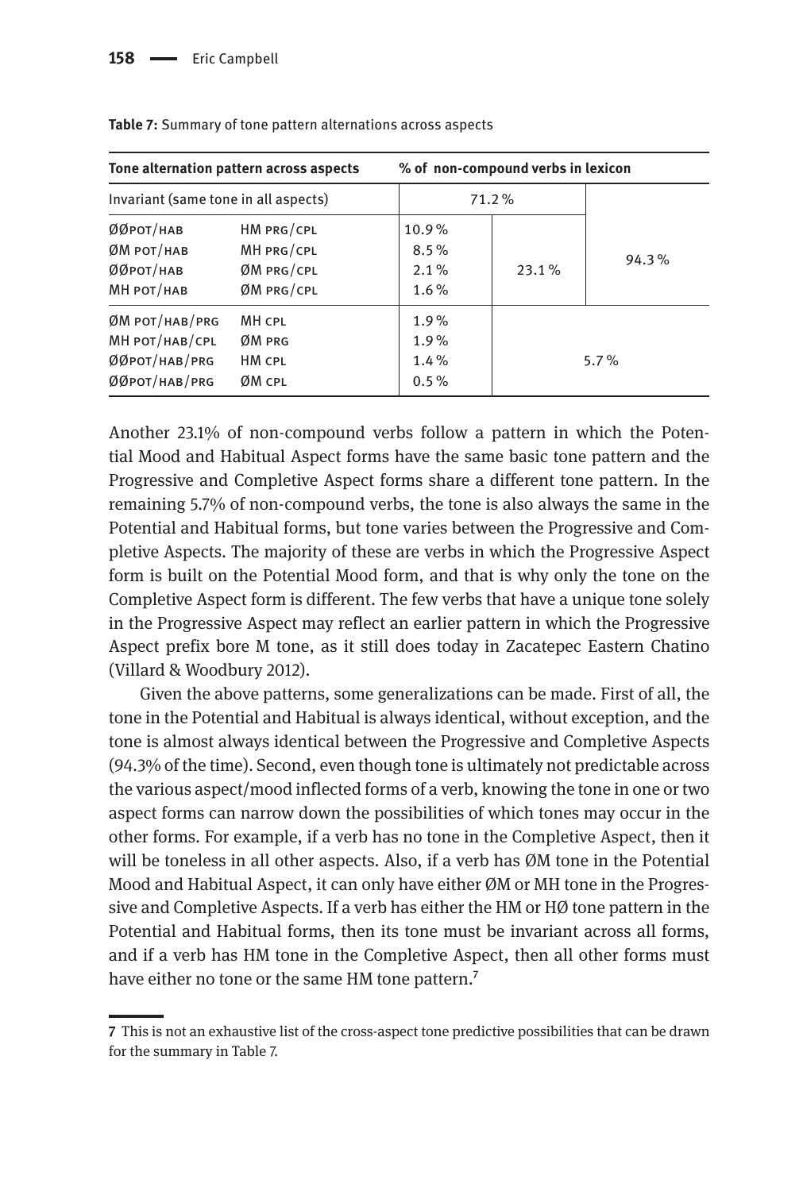**Table 7:** Summary of tone pattern alternations across aspects

| Tone alternation pattern across aspects | | % of non-compound verbs in lexicon | | |
|---|---|---|---|---|
| Invariant (same tone in all aspects) | | 71.2% | | 94.3% |
| ØØPOT/HAB | HM PRG/CPL | 10.9% | 23.1% | |
| ØM POT/HAB | MH PRG/CPL | 8.5% | | |
| ØØPOT/HAB | ØM PRG/CPL | 2.1% | | |
| MH POT/HAB | ØM PRG/CPL | 1.6% | | |
| ØM POT/HAB/PRG | MH CPL | 1.9% | 5.7% | |
| MH POT/HAB/CPL | ØM PRG | 1.9% | | |
| ØØPOT/HAB/PRG | HM CPL | 1.4% | | |
| ØØPOT/HAB/PRG | ØM CPL | 0.5% | | |

Another 23.1% of non-compound verbs follow a pattern in which the Potential Mood and Habitual Aspect forms have the same basic tone pattern and the Progressive and Completive Aspect forms share a different tone pattern. In the remaining 5.7% of non-compound verbs, the tone is also always the same in the Potential and Habitual forms, but tone varies between the Progressive and Completive Aspects. The majority of these are verbs in which the Progressive Aspect form is built on the Potential Mood form, and that is why only the tone on the Completive Aspect form is different. The few verbs that have a unique tone solely in the Progressive Aspect may reflect an earlier pattern in which the Progressive Aspect prefix bore M tone, as it still does today in Zacatepec Eastern Chatino (Villard & Woodbury 2012).

Given the above patterns, some generalizations can be made. First of all, the tone in the Potential and Habitual is always identical, without exception, and the tone is almost always identical between the Progressive and Completive Aspects (94.3% of the time). Second, even though tone is ultimately not predictable across the various aspect/mood inflected forms of a verb, knowing the tone in one or two aspect forms can narrow down the possibilities of which tones may occur in the other forms. For example, if a verb has no tone in the Completive Aspect, then it will be toneless in all other aspects. Also, if a verb has ØM tone in the Potential Mood and Habitual Aspect, it can only have either ØM or MH tone in the Progressive and Completive Aspects. If a verb has either the HM or HØ tone pattern in the Potential and Habitual forms, then its tone must be invariant across all forms, and if a verb has HM tone in the Completive Aspect, then all other forms must have either no tone or the same HM tone pattern.[7]

---

7 This is not an exhaustive list of the cross-aspect tone predictive possibilities that can be drawn for the summary in Table 7.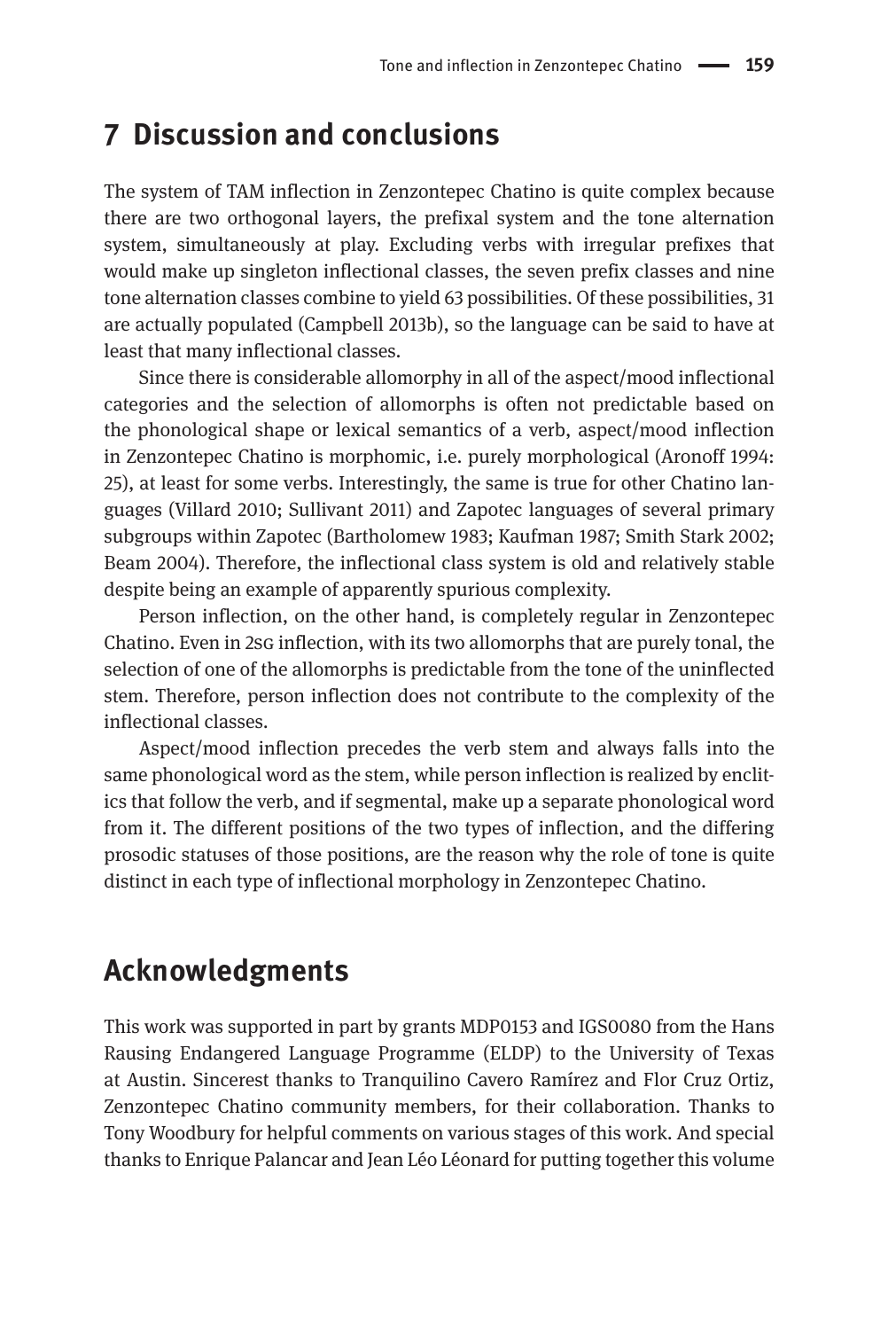## 7 Discussion and conclusions

The system of TAM inflection in Zenzontepec Chatino is quite complex because there are two orthogonal layers, the prefixal system and the tone alternation system, simultaneously at play. Excluding verbs with irregular prefixes that would make up singleton inflectional classes, the seven prefix classes and nine tone alternation classes combine to yield 63 possibilities. Of these possibilities, 31 are actually populated (Campbell 2013b), so the language can be said to have at least that many inflectional classes.

Since there is considerable allomorphy in all of the aspect/mood inflectional categories and the selection of allomorphs is often not predictable based on the phonological shape or lexical semantics of a verb, aspect/mood inflection in Zenzontepec Chatino is morphomic, i.e. purely morphological (Aronoff 1994: 25), at least for some verbs. Interestingly, the same is true for other Chatino languages (Villard 2010; Sullivant 2011) and Zapotec languages of several primary subgroups within Zapotec (Bartholomew 1983; Kaufman 1987; Smith Stark 2002; Beam 2004). Therefore, the inflectional class system is old and relatively stable despite being an example of apparently spurious complexity.

Person inflection, on the other hand, is completely regular in Zenzontepec Chatino. Even in 2SG inflection, with its two allomorphs that are purely tonal, the selection of one of the allomorphs is predictable from the tone of the uninflected stem. Therefore, person inflection does not contribute to the complexity of the inflectional classes.

Aspect/mood inflection precedes the verb stem and always falls into the same phonological word as the stem, while person inflection is realized by enclitics that follow the verb, and if segmental, make up a separate phonological word from it. The different positions of the two types of inflection, and the differing prosodic statuses of those positions, are the reason why the role of tone is quite distinct in each type of inflectional morphology in Zenzontepec Chatino.

## Acknowledgments

This work was supported in part by grants MDP0153 and IGS0080 from the Hans Rausing Endangered Language Programme (ELDP) to the University of Texas at Austin. Sincerest thanks to Tranquilino Cavero Ramírez and Flor Cruz Ortiz, Zenzontepec Chatino community members, for their collaboration. Thanks to Tony Woodbury for helpful comments on various stages of this work. And special thanks to Enrique Palancar and Jean Léo Léonard for putting together this volume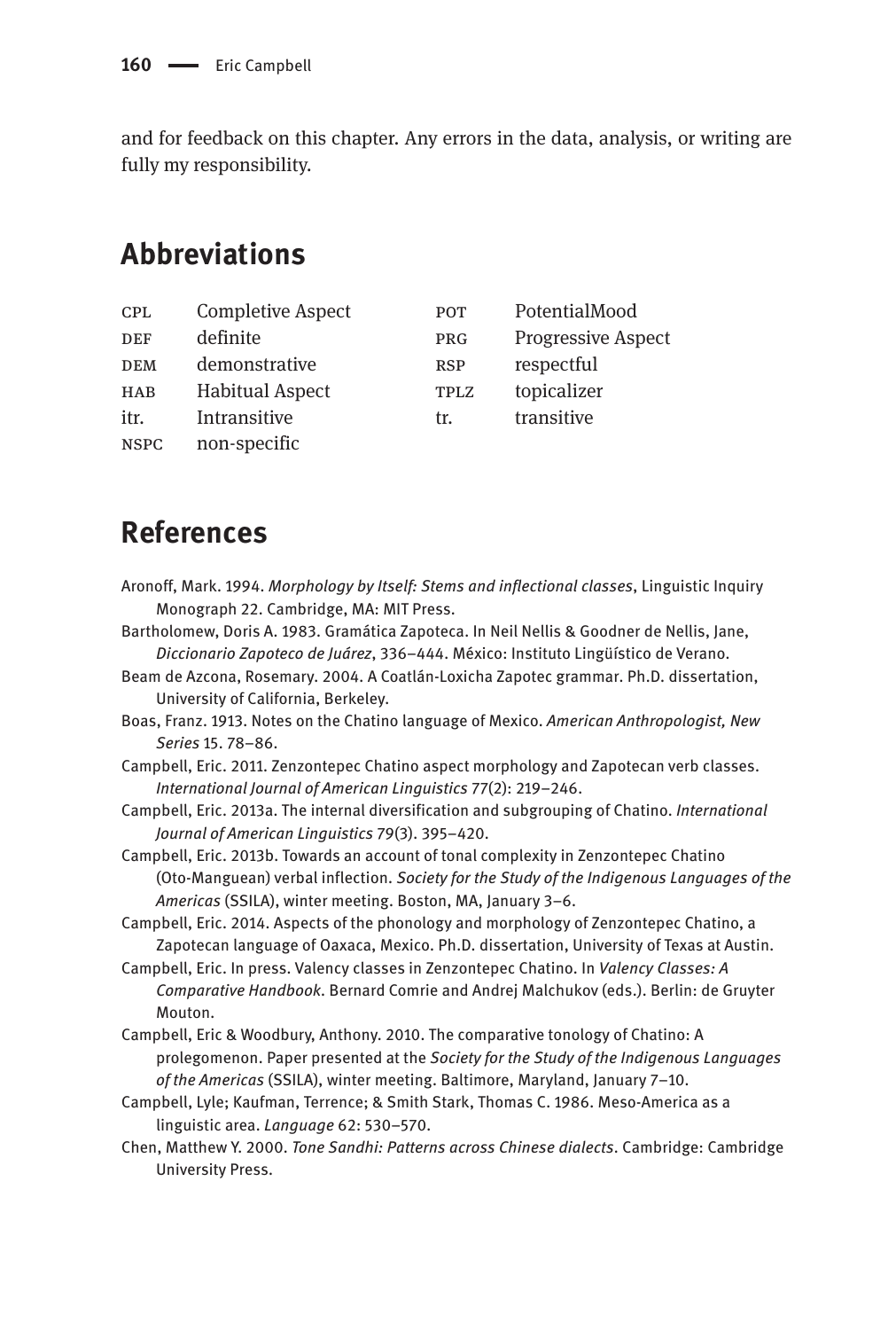and for feedback on this chapter. Any errors in the data, analysis, or writing are fully my responsibility.

## Abbreviations

| | | | |
|---|---|---|---|
| CPL | Completive Aspect | POT | PotentialMood |
| DEF | definite | PRG | Progressive Aspect |
| DEM | demonstrative | RSP | respectful |
| HAB | Habitual Aspect | TPLZ | topicalizer |
| itr. | Intransitive | tr. | transitive |
| NSPC | non-specific | | |

## References

Aronoff, Mark. 1994. *Morphology by Itself: Stems and inflectional classes*, Linguistic Inquiry Monograph 22. Cambridge, MA: MIT Press.

Bartholomew, Doris A. 1983. Gramática Zapoteca. In Neil Nellis & Goodner de Nellis, Jane, *Diccionario Zapoteco de Juárez*, 336–444. México: Instituto Lingüístico de Verano.

Beam de Azcona, Rosemary. 2004. A Coatlán-Loxicha Zapotec grammar. Ph.D. dissertation, University of California, Berkeley.

Boas, Franz. 1913. Notes on the Chatino language of Mexico. *American Anthropologist, New Series* 15. 78–86.

Campbell, Eric. 2011. Zenzontepec Chatino aspect morphology and Zapotecan verb classes. *International Journal of American Linguistics* 77(2): 219–246.

Campbell, Eric. 2013a. The internal diversification and subgrouping of Chatino. *International Journal of American Linguistics* 79(3). 395–420.

Campbell, Eric. 2013b. Towards an account of tonal complexity in Zenzontepec Chatino (Oto-Manguean) verbal inflection. *Society for the Study of the Indigenous Languages of the Americas* (SSILA), winter meeting. Boston, MA, January 3–6.

Campbell, Eric. 2014. Aspects of the phonology and morphology of Zenzontepec Chatino, a Zapotecan language of Oaxaca, Mexico. Ph.D. dissertation, University of Texas at Austin.

Campbell, Eric. In press. Valency classes in Zenzontepec Chatino. In *Valency Classes: A Comparative Handbook*. Bernard Comrie and Andrej Malchukov (eds.). Berlin: de Gruyter Mouton.

Campbell, Eric & Woodbury, Anthony. 2010. The comparative tonology of Chatino: A prolegomenon. Paper presented at the *Society for the Study of the Indigenous Languages of the Americas* (SSILA), winter meeting. Baltimore, Maryland, January 7–10.

Campbell, Lyle; Kaufman, Terrence; & Smith Stark, Thomas C. 1986. Meso-America as a linguistic area. *Language* 62: 530–570.

Chen, Matthew Y. 2000. *Tone Sandhi: Patterns across Chinese dialects*. Cambridge: Cambridge University Press.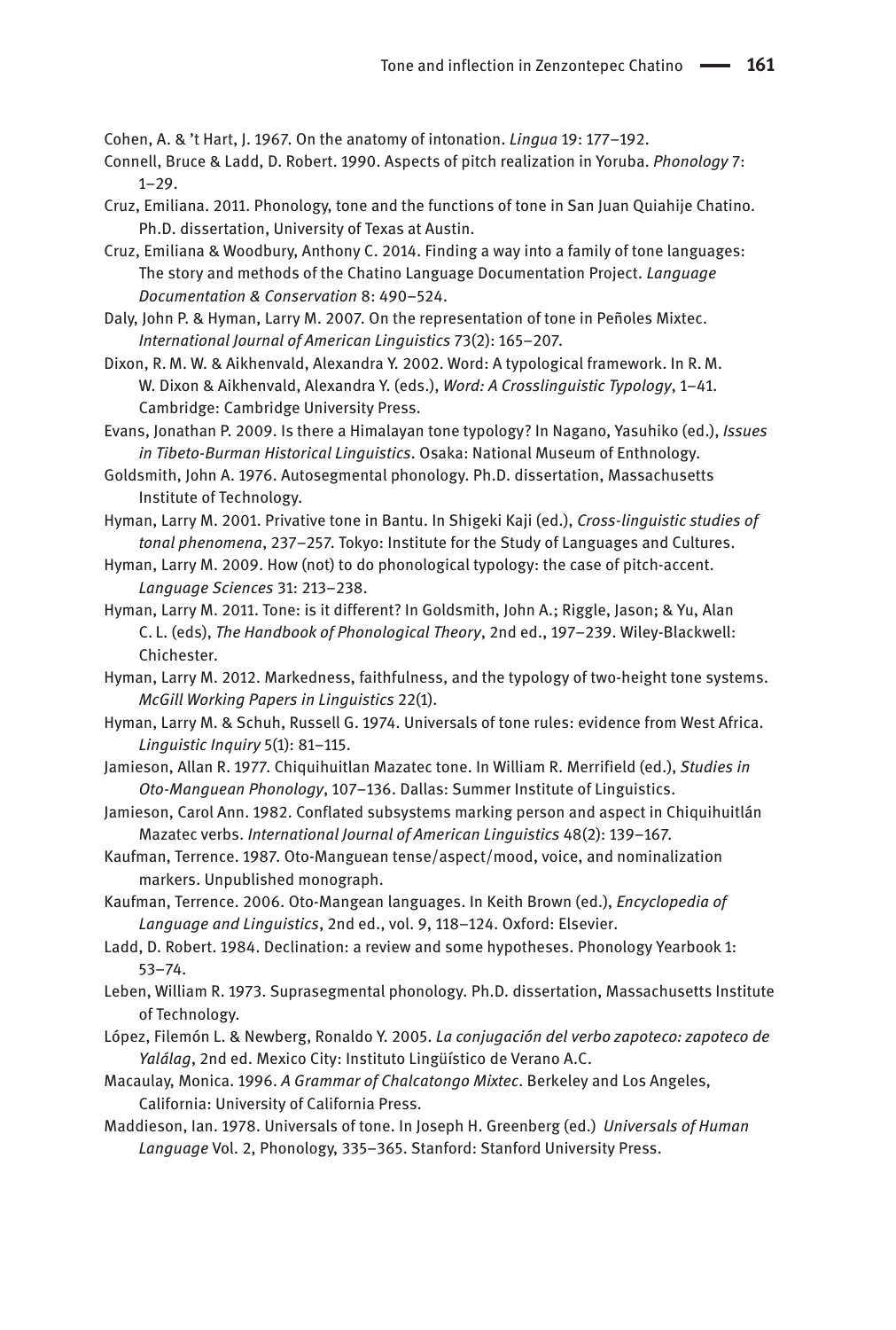Cohen, A. & 't Hart, J. 1967. On the anatomy of intonation. *Lingua* 19: 177–192.

Connell, Bruce & Ladd, D. Robert. 1990. Aspects of pitch realization in Yoruba. *Phonology* 7: 1–29.

Cruz, Emiliana. 2011. Phonology, tone and the functions of tone in San Juan Quiahije Chatino. Ph.D. dissertation, University of Texas at Austin.

Cruz, Emiliana & Woodbury, Anthony C. 2014. Finding a way into a family of tone languages: The story and methods of the Chatino Language Documentation Project. *Language Documentation & Conservation* 8: 490–524.

Daly, John P. & Hyman, Larry M. 2007. On the representation of tone in Peñoles Mixtec. *International Journal of American Linguistics* 73(2): 165–207.

Dixon, R. M. W. & Aikhenvald, Alexandra Y. 2002. Word: A typological framework. In R. M. W. Dixon & Aikhenvald, Alexandra Y. (eds.), *Word: A Crosslinguistic Typology*, 1–41. Cambridge: Cambridge University Press.

Evans, Jonathan P. 2009. Is there a Himalayan tone typology? In Nagano, Yasuhiko (ed.), *Issues in Tibeto-Burman Historical Linguistics*. Osaka: National Museum of Enthnology.

Goldsmith, John A. 1976. Autosegmental phonology. Ph.D. dissertation, Massachusetts Institute of Technology.

Hyman, Larry M. 2001. Privative tone in Bantu. In Shigeki Kaji (ed.), *Cross-linguistic studies of tonal phenomena*, 237–257. Tokyo: Institute for the Study of Languages and Cultures.

Hyman, Larry M. 2009. How (not) to do phonological typology: the case of pitch-accent. *Language Sciences* 31: 213–238.

Hyman, Larry M. 2011. Tone: is it different? In Goldsmith, John A.; Riggle, Jason; & Yu, Alan C. L. (eds), *The Handbook of Phonological Theory*, 2nd ed., 197–239. Wiley-Blackwell: Chichester.

Hyman, Larry M. 2012. Markedness, faithfulness, and the typology of two-height tone systems. *McGill Working Papers in Linguistics* 22(1).

Hyman, Larry M. & Schuh, Russell G. 1974. Universals of tone rules: evidence from West Africa. *Linguistic Inquiry* 5(1): 81–115.

Jamieson, Allan R. 1977. Chiquihuitlan Mazatec tone. In William R. Merrifield (ed.), *Studies in Oto-Manguean Phonology*, 107–136. Dallas: Summer Institute of Linguistics.

Jamieson, Carol Ann. 1982. Conflated subsystems marking person and aspect in Chiquihuitlán Mazatec verbs. *International Journal of American Linguistics* 48(2): 139–167.

Kaufman, Terrence. 1987. Oto-Manguean tense/aspect/mood, voice, and nominalization markers. Unpublished monograph.

Kaufman, Terrence. 2006. Oto-Mangean languages. In Keith Brown (ed.), *Encyclopedia of Language and Linguistics*, 2nd ed., vol. 9, 118–124. Oxford: Elsevier.

Ladd, D. Robert. 1984. Declination: a review and some hypotheses. Phonology Yearbook 1: 53–74.

Leben, William R. 1973. Suprasegmental phonology. Ph.D. dissertation, Massachusetts Institute of Technology.

López, Filemón L. & Newberg, Ronaldo Y. 2005. *La conjugación del verbo zapoteco: zapoteco de Yalálag*, 2nd ed. Mexico City: Instituto Lingüístico de Verano A.C.

Macaulay, Monica. 1996. *A Grammar of Chalcatongo Mixtec*. Berkeley and Los Angeles, California: University of California Press.

Maddieson, Ian. 1978. Universals of tone. In Joseph H. Greenberg (ed.) *Universals of Human Language* Vol. 2, Phonology, 335–365. Stanford: Stanford University Press.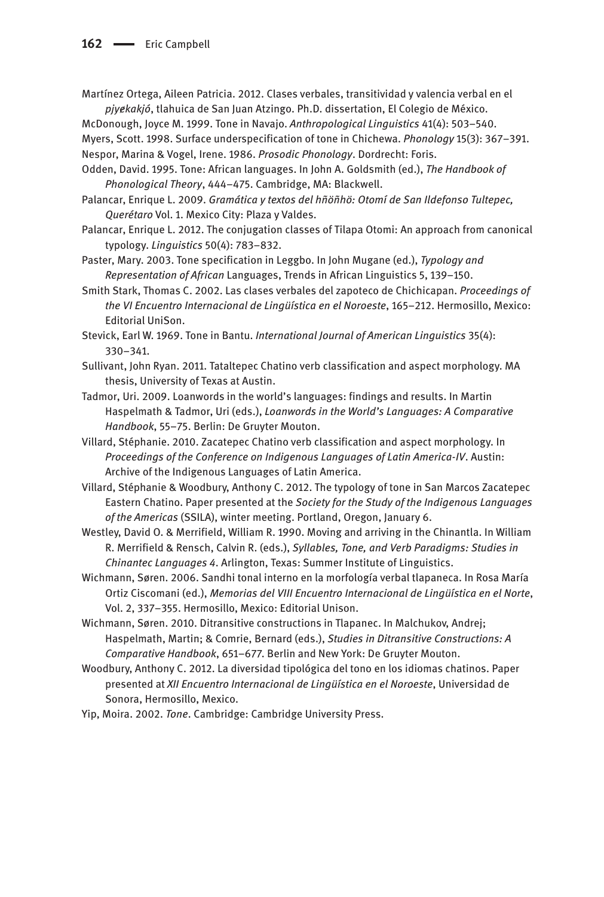Martínez Ortega, Aileen Patricia. 2012. Clases verbales, transitividad y valencia verbal en el *pjyɇkakjó*, tlahuica de San Juan Atzingo. Ph.D. dissertation, El Colegio de México.

McDonough, Joyce M. 1999. Tone in Navajo. *Anthropological Linguistics* 41(4): 503–540.

Myers, Scott. 1998. Surface underspecification of tone in Chichewa. *Phonology* 15(3): 367–391.

Nespor, Marina & Vogel, Irene. 1986. *Prosodic Phonology*. Dordrecht: Foris.

Odden, David. 1995. Tone: African languages. In John A. Goldsmith (ed.), *The Handbook of Phonological Theory*, 444–475. Cambridge, MA: Blackwell.

Palancar, Enrique L. 2009. *Gramática y textos del hñöñhö: Otomí de San Ildefonso Tultepec, Querétaro* Vol. 1. Mexico City: Plaza y Valdes.

Palancar, Enrique L. 2012. The conjugation classes of Tilapa Otomi: An approach from canonical typology. *Linguistics* 50(4): 783–832.

Paster, Mary. 2003. Tone specification in Leggbo. In John Mugane (ed.), *Typology and Representation of African* Languages, Trends in African Linguistics 5, 139–150.

Smith Stark, Thomas C. 2002. Las clases verbales del zapoteco de Chichicapan. *Proceedings of the VI Encuentro Internacional de Lingüística en el Noroeste*, 165–212. Hermosillo, Mexico: Editorial UniSon.

Stevick, Earl W. 1969. Tone in Bantu. *International Journal of American Linguistics* 35(4): 330–341.

Sullivant, John Ryan. 2011. Tataltepec Chatino verb classification and aspect morphology. MA thesis, University of Texas at Austin.

Tadmor, Uri. 2009. Loanwords in the world's languages: findings and results. In Martin Haspelmath & Tadmor, Uri (eds.), *Loanwords in the World's Languages: A Comparative Handbook*, 55–75. Berlin: De Gruyter Mouton.

Villard, Stéphanie. 2010. Zacatepec Chatino verb classification and aspect morphology. In *Proceedings of the Conference on Indigenous Languages of Latin America-IV*. Austin: Archive of the Indigenous Languages of Latin America.

Villard, Stéphanie & Woodbury, Anthony C. 2012. The typology of tone in San Marcos Zacatepec Eastern Chatino. Paper presented at the *Society for the Study of the Indigenous Languages of the Americas* (SSILA), winter meeting. Portland, Oregon, January 6.

Westley, David O. & Merrifield, William R. 1990. Moving and arriving in the Chinantla. In William R. Merrifield & Rensch, Calvin R. (eds.), *Syllables, Tone, and Verb Paradigms: Studies in Chinantec Languages 4*. Arlington, Texas: Summer Institute of Linguistics.

Wichmann, Søren. 2006. Sandhi tonal interno en la morfología verbal tlapaneca. In Rosa María Ortiz Ciscomani (ed.), *Memorias del VIII Encuentro Internacional de Lingüística en el Norte*, Vol. 2, 337–355. Hermosillo, Mexico: Editorial Unison.

Wichmann, Søren. 2010. Ditransitive constructions in Tlapanec. In Malchukov, Andrej; Haspelmath, Martin; & Comrie, Bernard (eds.), *Studies in Ditransitive Constructions: A Comparative Handbook*, 651–677. Berlin and New York: De Gruyter Mouton.

Woodbury, Anthony C. 2012. La diversidad tipológica del tono en los idiomas chatinos. Paper presented at *XII Encuentro Internacional de Lingüística en el Noroeste*, Universidad de Sonora, Hermosillo, Mexico.

Yip, Moira. 2002. *Tone*. Cambridge: Cambridge University Press.